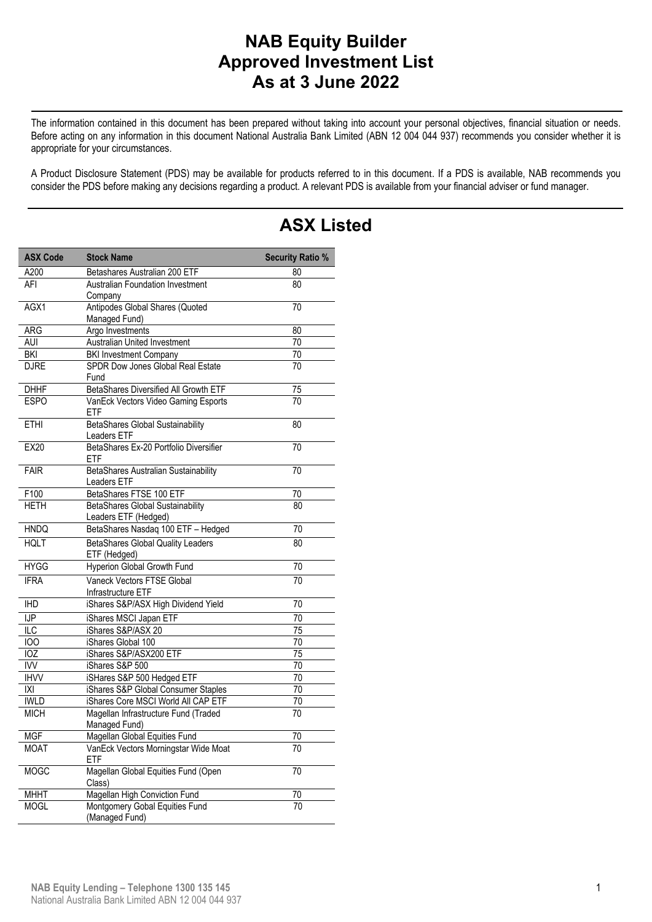# NAB Equity Builder Approved Investment List As at 3 June 2022

The information contained in this document has been prepared without taking into account your personal objectives, financial situation or needs. Before acting on any information in this document National Australia Bank Limited (ABN 12 004 044 937) recommends you consider whether it is appropriate for your circumstances.

A Product Disclosure Statement (PDS) may be available for products referred to in this document. If a PDS is available, NAB recommends you consider the PDS before making any decisions regarding a product. A relevant PDS is available from your financial adviser or fund manager.

## ASX Listed

| ASX Code | Stock Name | Security Ratio % |
|---|---|---|
| A200 | Betashares Australian 200 ETF | 80 |
| AFI | Australian Foundation Investment Company | 80 |
| AGX1 | Antipodes Global Shares (Quoted Managed Fund) | 70 |
| ARG | Argo Investments | 80 |
| AUI | Australian United Investment | 70 |
| BKI | BKI Investment Company | 70 |
| DJRE | SPDR Dow Jones Global Real Estate Fund | 70 |
| DHHF | BetaShares Diversified All Growth ETF | 75 |
| ESPO | VanEck Vectors Video Gaming Esports ETF | 70 |
| ETHI | BetaShares Global Sustainability Leaders ETF | 80 |
| EX20 | BetaShares Ex-20 Portfolio Diversifier ETF | 70 |
| FAIR | BetaShares Australian Sustainability Leaders ETF | 70 |
| F100 | BetaShares FTSE 100 ETF | 70 |
| HETH | BetaShares Global Sustainability Leaders ETF (Hedged) | 80 |
| HNDQ | BetaShares Nasdaq 100 ETF – Hedged | 70 |
| HQLT | BetaShares Global Quality Leaders ETF (Hedged) | 80 |
| HYGG | Hyperion Global Growth Fund | 70 |
| IFRA | Vaneck Vectors FTSE Global Infrastructure ETF | 70 |
| IHD | iShares S&P/ASX High Dividend Yield | 70 |
| IJP | iShares MSCI Japan ETF | 70 |
| ILC | iShares S&P/ASX 20 | 75 |
| IOO | iShares Global 100 | 70 |
| IOZ | iShares S&P/ASX200 ETF | 75 |
| IVV | iShares S&P 500 | 70 |
| IHVV | iSHares S&P 500 Hedged ETF | 70 |
| IXI | iShares S&P Global Consumer Staples | 70 |
| IWLD | iShares Core MSCI World All CAP ETF | 70 |
| MICH | Magellan Infrastructure Fund (Traded Managed Fund) | 70 |
| MGF | Magellan Global Equities Fund | 70 |
| MOAT | VanEck Vectors Morningstar Wide Moat ETF | 70 |
| MOGC | Magellan Global Equities Fund (Open Class) | 70 |
| MHHT | Magellan High Conviction Fund | 70 |
| MOGL | Montgomery Gobal Equities Fund (Managed Fund) | 70 |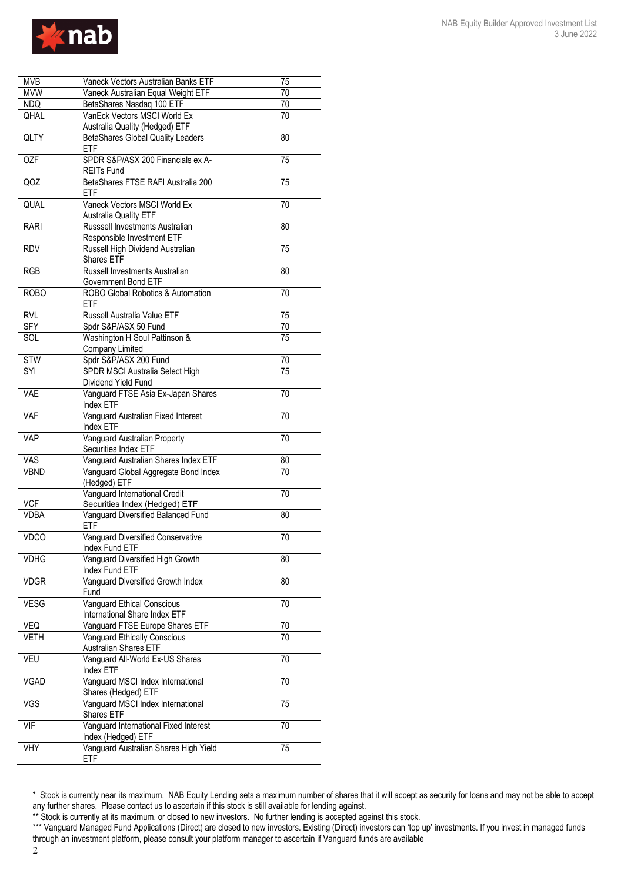| MVB | Vaneck Vectors Australian Banks ETF | 75 |
|---|---|---|
| MVW | Vaneck Australian Equal Weight ETF | 70 |
| NDQ | BetaShares Nasdaq 100 ETF | 70 |
| QHAL | VanEck Vectors MSCI World Ex Australia Quality (Hedged) ETF | 70 |
| QLTY | BetaShares Global Quality Leaders ETF | 80 |
| OZF | SPDR S&P/ASX 200 Financials ex A-REITs Fund | 75 |
| QOZ | BetaShares FTSE RAFI Australia 200 ETF | 75 |
| QUAL | Vaneck Vectors MSCI World Ex Australia Quality ETF | 70 |
| RARI | Russsell Investments Australian Responsible Investment ETF | 80 |
| RDV | Russell High Dividend Australian Shares ETF | 75 |
| RGB | Russell Investments Australian Government Bond ETF | 80 |
| ROBO | ROBO Global Robotics & Automation ETF | 70 |
| RVL | Russell Australia Value ETF | 75 |
| SFY | Spdr S&P/ASX 50 Fund | 70 |
| SOL | Washington H Soul Pattinson & Company Limited | 75 |
| STW | Spdr S&P/ASX 200 Fund | 70 |
| SYI | SPDR MSCI Australia Select High Dividend Yield Fund | 75 |
| VAE | Vanguard FTSE Asia Ex-Japan Shares Index ETF | 70 |
| VAF | Vanguard Australian Fixed Interest Index ETF | 70 |
| VAP | Vanguard Australian Property Securities Index ETF | 70 |
| VAS | Vanguard Australian Shares Index ETF | 80 |
| VBND | Vanguard Global Aggregate Bond Index (Hedged) ETF | 70 |
| VCF | Vanguard International Credit Securities Index (Hedged) ETF | 70 |
| VDBA | Vanguard Diversified Balanced Fund ETF | 80 |
| VDCO | Vanguard Diversified Conservative Index Fund ETF | 70 |
| VDHG | Vanguard Diversified High Growth Index Fund ETF | 80 |
| VDGR | Vanguard Diversified Growth Index Fund | 80 |
| VESG | Vanguard Ethical Conscious International Share Index ETF | 70 |
| VEQ | Vanguard FTSE Europe Shares ETF | 70 |
| VETH | Vanguard Ethically Conscious Australian Shares ETF | 70 |
| VEU | Vanguard All-World Ex-US Shares Index ETF | 70 |
| VGAD | Vanguard MSCI Index International Shares (Hedged) ETF | 70 |
| VGS | Vanguard MSCI Index International Shares ETF | 75 |
| VIF | Vanguard International Fixed Interest Index (Hedged) ETF | 70 |
| VHY | Vanguard Australian Shares High Yield ETF | 75 |

\* Stock is currently near its maximum. NAB Equity Lending sets a maximum number of shares that it will accept as security for loans and may not be able to accept any further shares. Please contact us to ascertain if this stock is still available for lending against.

\*\* Stock is currently at its maximum, or closed to new investors. No further lending is accepted against this stock.

\*\*\* Vanguard Managed Fund Applications (Direct) are closed to new investors. Existing (Direct) investors can 'top up' investments. If you invest in managed funds through an investment platform, please consult your platform manager to ascertain if Vanguard funds are available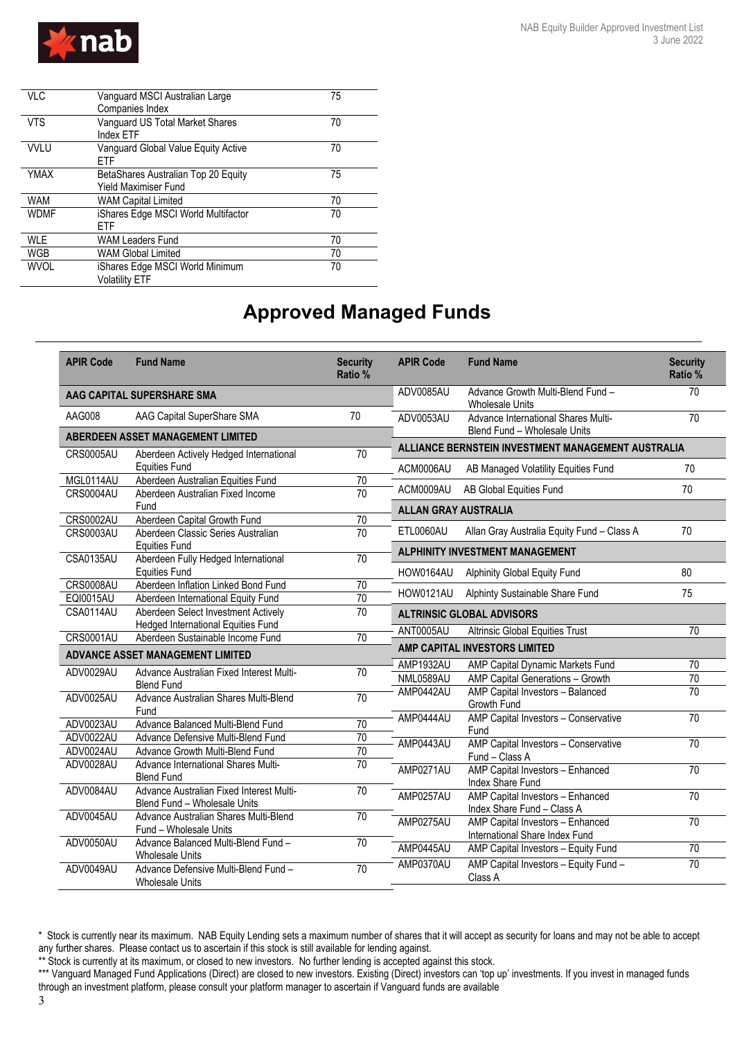| | | |
|---|---|---|
| VLC | Vanguard MSCI Australian Large Companies Index | 75 |
| VTS | Vanguard US Total Market Shares Index ETF | 70 |
| VVLU | Vanguard Global Value Equity Active ETF | 70 |
| YMAX | BetaShares Australian Top 20 Equity Yield Maximiser Fund | 75 |
| WAM | WAM Capital Limited | 70 |
| WDMF | iShares Edge MSCI World Multifactor ETF | 70 |
| WLE | WAM Leaders Fund | 70 |
| WGB | WAM Global Limited | 70 |
| WVOL | iShares Edge MSCI World Minimum Volatility ETF | 70 |

# Approved Managed Funds

| APIR Code | Fund Name | Security Ratio % |
|---|---|---|
| **AAG CAPITAL SUPERSHARE SMA** | | |
| AAG008 | AAG Capital SuperShare SMA | 70 |
| **ABERDEEN ASSET MANAGEMENT LIMITED** | | |
| CRS0005AU | Aberdeen Actively Hedged International Equities Fund | 70 |
| MGL0114AU | Aberdeen Australian Equities Fund | 70 |
| CRS0004AU | Aberdeen Australian Fixed Income Fund | 70 |
| CRS0002AU | Aberdeen Capital Growth Fund | 70 |
| CRS0003AU | Aberdeen Classic Series Australian Equities Fund | 70 |
| CSA0135AU | Aberdeen Fully Hedged International Equities Fund | 70 |
| CRS0008AU | Aberdeen Inflation Linked Bond Fund | 70 |
| EQI0015AU | Aberdeen International Equity Fund | 70 |
| CSA0114AU | Aberdeen Select Investment Actively Hedged International Equities Fund | 70 |
| CRS0001AU | Aberdeen Sustainable Income Fund | 70 |
| **ADVANCE ASSET MANAGEMENT LIMITED** | | |
| ADV0029AU | Advance Australian Fixed Interest Multi-Blend Fund | 70 |
| ADV0025AU | Advance Australian Shares Multi-Blend Fund | 70 |
| ADV0023AU | Advance Balanced Multi-Blend Fund | 70 |
| ADV0022AU | Advance Defensive Multi-Blend Fund | 70 |
| ADV0024AU | Advance Growth Multi-Blend Fund | 70 |
| ADV0028AU | Advance International Shares Multi-Blend Fund | 70 |
| ADV0084AU | Advance Australian Fixed Interest Multi-Blend Fund – Wholesale Units | 70 |
| ADV0045AU | Advance Australian Shares Multi-Blend Fund – Wholesale Units | 70 |
| ADV0050AU | Advance Balanced Multi-Blend Fund – Wholesale Units | 70 |
| ADV0049AU | Advance Defensive Multi-Blend Fund – Wholesale Units | 70 |
| ADV0085AU | Advance Growth Multi-Blend Fund – Wholesale Units | 70 |
| ADV0053AU | Advance International Shares Multi-Blend Fund – Wholesale Units | 70 |
| **ALLIANCE BERNSTEIN INVESTMENT MANAGEMENT AUSTRALIA** | | |
| ACM0006AU | AB Managed Volatility Equities Fund | 70 |
| ACM0009AU | AB Global Equities Fund | 70 |
| **ALLAN GRAY AUSTRALIA** | | |
| ETL0060AU | Allan Gray Australia Equity Fund – Class A | 70 |
| **ALPHINITY INVESTMENT MANAGEMENT** | | |
| HOW0164AU | Alphinity Global Equity Fund | 80 |
| HOW0121AU | Alphinty Sustainable Share Fund | 75 |
| **ALTRINSIC GLOBAL ADVISORS** | | |
| ANT0005AU | Altrinsic Global Equities Trust | 70 |
| **AMP CAPITAL INVESTORS LIMITED** | | |
| AMP1932AU | AMP Capital Dynamic Markets Fund | 70 |
| NML0589AU | AMP Capital Generations – Growth | 70 |
| AMP0442AU | AMP Capital Investors – Balanced Growth Fund | 70 |
| AMP0444AU | AMP Capital Investors – Conservative Fund | 70 |
| AMP0443AU | AMP Capital Investors – Conservative Fund – Class A | 70 |
| AMP0271AU | AMP Capital Investors – Enhanced Index Share Fund | 70 |
| AMP0257AU | AMP Capital Investors – Enhanced Index Share Fund – Class A | 70 |
| AMP0275AU | AMP Capital Investors – Enhanced International Share Index Fund | 70 |
| AMP0445AU | AMP Capital Investors – Equity Fund | 70 |
| AMP0370AU | AMP Capital Investors – Equity Fund – Class A | 70 |

\* Stock is currently near its maximum. NAB Equity Lending sets a maximum number of shares that it will accept as security for loans and may not be able to accept any further shares. Please contact us to ascertain if this stock is still available for lending against.

\*\* Stock is currently at its maximum, or closed to new investors. No further lending is accepted against this stock.

\*\*\* Vanguard Managed Fund Applications (Direct) are closed to new investors. Existing (Direct) investors can 'top up' investments. If you invest in managed funds through an investment platform, please consult your platform manager to ascertain if Vanguard funds are available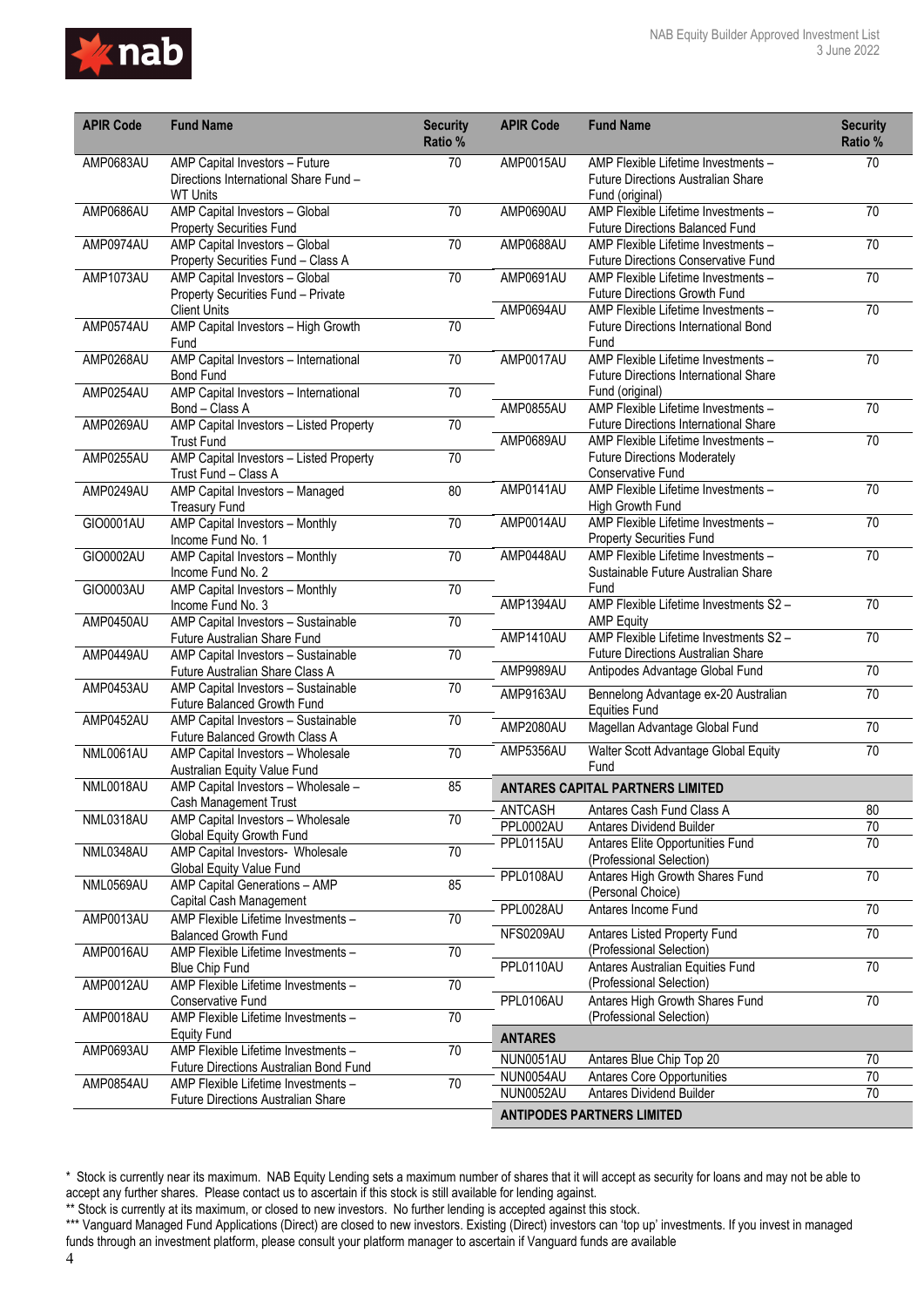| APIR Code | Fund Name | Security Ratio % |
|---|---|---|
| AMP0683AU | AMP Capital Investors – Future Directions International Share Fund – WT Units | 70 |
| AMP0686AU | AMP Capital Investors – Global Property Securities Fund | 70 |
| AMP0974AU | AMP Capital Investors – Global Property Securities Fund – Class A | 70 |
| AMP1073AU | AMP Capital Investors – Global Property Securities Fund – Private Client Units | 70 |
| AMP0574AU | AMP Capital Investors – High Growth Fund | 70 |
| AMP0268AU | AMP Capital Investors – International Bond Fund | 70 |
| AMP0254AU | AMP Capital Investors – International Bond – Class A | 70 |
| AMP0269AU | AMP Capital Investors – Listed Property Trust Fund | 70 |
| AMP0255AU | AMP Capital Investors – Listed Property Trust Fund – Class A | 70 |
| AMP0249AU | AMP Capital Investors – Managed Treasury Fund | 80 |
| GIO0001AU | AMP Capital Investors – Monthly Income Fund No. 1 | 70 |
| GIO0002AU | AMP Capital Investors – Monthly Income Fund No. 2 | 70 |
| GIO0003AU | AMP Capital Investors – Monthly Income Fund No. 3 | 70 |
| AMP0450AU | AMP Capital Investors – Sustainable Future Australian Share Fund | 70 |
| AMP0449AU | AMP Capital Investors – Sustainable Future Australian Share Class A | 70 |
| AMP0453AU | AMP Capital Investors – Sustainable Future Balanced Growth Fund | 70 |
| AMP0452AU | AMP Capital Investors – Sustainable Future Balanced Growth Class A | 70 |
| NML0061AU | AMP Capital Investors – Wholesale Australian Equity Value Fund | 70 |
| NML0018AU | AMP Capital Investors – Wholesale – Cash Management Trust | 85 |
| NML0318AU | AMP Capital Investors – Wholesale Global Equity Growth Fund | 70 |
| NML0348AU | AMP Capital Investors- Wholesale Global Equity Value Fund | 70 |
| NML0569AU | AMP Capital Generations – AMP Capital Cash Management | 85 |
| AMP0013AU | AMP Flexible Lifetime Investments – Balanced Growth Fund | 70 |
| AMP0016AU | AMP Flexible Lifetime Investments – Blue Chip Fund | 70 |
| AMP0012AU | AMP Flexible Lifetime Investments – Conservative Fund | 70 |
| AMP0018AU | AMP Flexible Lifetime Investments – Equity Fund | 70 |
| AMP0693AU | AMP Flexible Lifetime Investments – Future Directions Australian Bond Fund | 70 |
| AMP0854AU | AMP Flexible Lifetime Investments – Future Directions Australian Share | 70 |
| AMP0015AU | AMP Flexible Lifetime Investments – Future Directions Australian Share Fund (original) | 70 |
| AMP0690AU | AMP Flexible Lifetime Investments – Future Directions Balanced Fund | 70 |
| AMP0688AU | AMP Flexible Lifetime Investments – Future Directions Conservative Fund | 70 |
| AMP0691AU | AMP Flexible Lifetime Investments – Future Directions Growth Fund | 70 |
| AMP0694AU | AMP Flexible Lifetime Investments – Future Directions International Bond Fund | 70 |
| AMP0017AU | AMP Flexible Lifetime Investments – Future Directions International Share Fund (original) | 70 |
| AMP0855AU | AMP Flexible Lifetime Investments – Future Directions International Share | 70 |
| AMP0689AU | AMP Flexible Lifetime Investments – Future Directions Moderately Conservative Fund | 70 |
| AMP0141AU | AMP Flexible Lifetime Investments – High Growth Fund | 70 |
| AMP0014AU | AMP Flexible Lifetime Investments – Property Securities Fund | 70 |
| AMP0448AU | AMP Flexible Lifetime Investments – Sustainable Future Australian Share Fund | 70 |
| AMP1394AU | AMP Flexible Lifetime Investments S2 – AMP Equity | 70 |
| AMP1410AU | AMP Flexible Lifetime Investments S2 – Future Directions Australian Share | 70 |
| AMP9989AU | Antipodes Advantage Global Fund | 70 |
| AMP9163AU | Bennelong Advantage ex-20 Australian Equities Fund | 70 |
| AMP2080AU | Magellan Advantage Global Fund | 70 |
| AMP5356AU | Walter Scott Advantage Global Equity Fund | 70 |
| **ANTARES CAPITAL PARTNERS LIMITED** | | |
| ANTCASH | Antares Cash Fund Class A | 80 |
| PPL0002AU | Antares Dividend Builder | 70 |
| PPL0115AU | Antares Elite Opportunities Fund (Professional Selection) | 70 |
| PPL0108AU | Antares High Growth Shares Fund (Personal Choice) | 70 |
| PPL0028AU | Antares Income Fund | 70 |
| NFS0209AU | Antares Listed Property Fund (Professional Selection) | 70 |
| PPL0110AU | Antares Australian Equities Fund (Professional Selection) | 70 |
| PPL0106AU | Antares High Growth Shares Fund (Professional Selection) | 70 |
| **ANTARES** | | |
| NUN0051AU | Antares Blue Chip Top 20 | 70 |
| NUN0054AU | Antares Core Opportunities | 70 |
| NUN0052AU | Antares Dividend Builder | 70 |
| **ANTIPODES PARTNERS LIMITED** | | |

\* Stock is currently near its maximum. NAB Equity Lending sets a maximum number of shares that it will accept as security for loans and may not be able to accept any further shares. Please contact us to ascertain if this stock is still available for lending against.

\** Stock is currently at its maximum, or closed to new investors. No further lending is accepted against this stock.

\*** Vanguard Managed Fund Applications (Direct) are closed to new investors. Existing (Direct) investors can 'top up' investments. If you invest in managed funds through an investment platform, please consult your platform manager to ascertain if Vanguard funds are available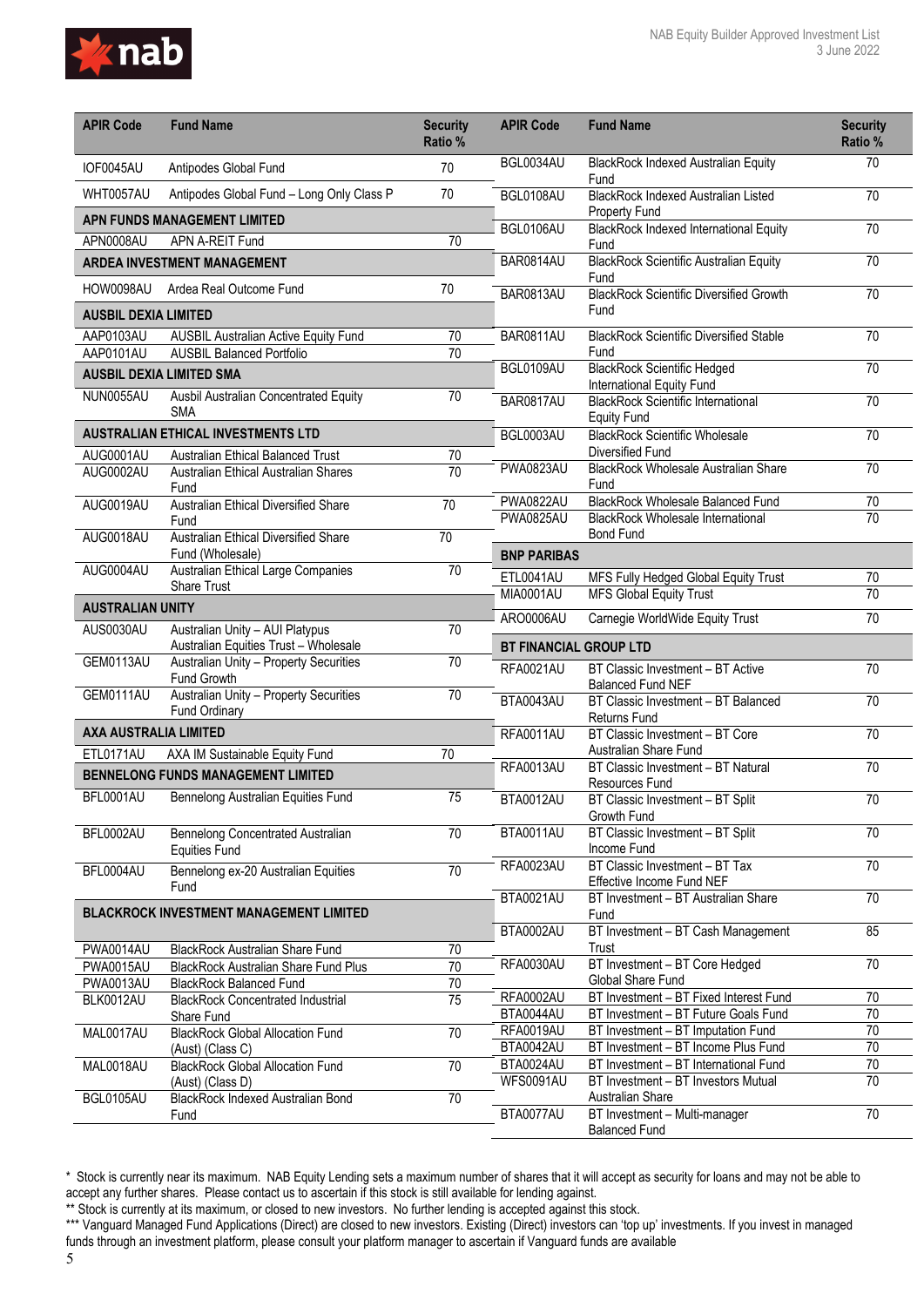| APIR Code | Fund Name | Security Ratio % |
|---|---|---|
| IOF0045AU | Antipodes Global Fund | 70 |
| WHT0057AU | Antipodes Global Fund – Long Only Class P | 70 |
| **APN FUNDS MANAGEMENT LIMITED** | | |
| APN0008AU | APN A-REIT Fund | 70 |
| **ARDEA INVESTMENT MANAGEMENT** | | |
| HOW0098AU | Ardea Real Outcome Fund | 70 |
| **AUSBIL DEXIA LIMITED** | | |
| AAP0103AU | AUSBIL Australian Active Equity Fund | 70 |
| AAP0101AU | AUSBIL Balanced Portfolio | 70 |
| **AUSBIL DEXIA LIMITED SMA** | | |
| NUN0055AU | Ausbil Australian Concentrated Equity SMA | 70 |
| **AUSTRALIAN ETHICAL INVESTMENTS LTD** | | |
| AUG0001AU | Australian Ethical Balanced Trust | 70 |
| AUG0002AU | Australian Ethical Australian Shares Fund | 70 |
| AUG0019AU | Australian Ethical Diversified Share Fund | 70 |
| AUG0018AU | Australian Ethical Diversified Share Fund (Wholesale) | 70 |
| AUG0004AU | Australian Ethical Large Companies Share Trust | 70 |
| **AUSTRALIAN UNITY** | | |
| AUS0030AU | Australian Unity – AUI Platypus Australian Equities Trust – Wholesale | 70 |
| GEM0113AU | Australian Unity – Property Securities Fund Growth | 70 |
| GEM0111AU | Australian Unity – Property Securities Fund Ordinary | 70 |
| **AXA AUSTRALIA LIMITED** | | |
| ETL0171AU | AXA IM Sustainable Equity Fund | 70 |
| **BENNELONG FUNDS MANAGEMENT LIMITED** | | |
| BFL0001AU | Bennelong Australian Equities Fund | 75 |
| BFL0002AU | Bennelong Concentrated Australian Equities Fund | 70 |
| BFL0004AU | Bennelong ex-20 Australian Equities Fund | 70 |
| **BLACKROCK INVESTMENT MANAGEMENT LIMITED** | | |
| PWA0014AU | BlackRock Australian Share Fund | 70 |
| PWA0015AU | BlackRock Australian Share Fund Plus | 70 |
| PWA0013AU | BlackRock Balanced Fund | 70 |
| BLK0012AU | BlackRock Concentrated Industrial Share Fund | 75 |
| MAL0017AU | BlackRock Global Allocation Fund (Aust) (Class C) | 70 |
| MAL0018AU | BlackRock Global Allocation Fund (Aust) (Class D) | 70 |
| BGL0105AU | BlackRock Indexed Australian Bond Fund | 70 |
| BGL0034AU | BlackRock Indexed Australian Equity Fund | 70 |
| BGL0108AU | BlackRock Indexed Australian Listed Property Fund | 70 |
| BGL0106AU | BlackRock Indexed International Equity Fund | 70 |
| BAR0814AU | BlackRock Scientific Australian Equity Fund | 70 |
| BAR0813AU | BlackRock Scientific Diversified Growth Fund | 70 |
| BAR0811AU | BlackRock Scientific Diversified Stable Fund | 70 |
| BGL0109AU | BlackRock Scientific Hedged International Equity Fund | 70 |
| BAR0817AU | BlackRock Scientific International Equity Fund | 70 |
| BGL0003AU | BlackRock Scientific Wholesale Diversified Fund | 70 |
| PWA0823AU | BlackRock Wholesale Australian Share Fund | 70 |
| PWA0822AU | BlackRock Wholesale Balanced Fund | 70 |
| PWA0825AU | BlackRock Wholesale International Bond Fund | 70 |
| **BNP PARIBAS** | | |
| ETL0041AU | MFS Fully Hedged Global Equity Trust | 70 |
| MIA0001AU | MFS Global Equity Trust | 70 |
| ARO0006AU | Carnegie WorldWide Equity Trust | 70 |
| **BT FINANCIAL GROUP LTD** | | |
| RFA0021AU | BT Classic Investment – BT Active Balanced Fund NEF | 70 |
| BTA0043AU | BT Classic Investment – BT Balanced Returns Fund | 70 |
| RFA0011AU | BT Classic Investment – BT Core Australian Share Fund | 70 |
| RFA0013AU | BT Classic Investment – BT Natural Resources Fund | 70 |
| BTA0012AU | BT Classic Investment – BT Split Growth Fund | 70 |
| BTA0011AU | BT Classic Investment – BT Split Income Fund | 70 |
| RFA0023AU | BT Classic Investment – BT Tax Effective Income Fund NEF | 70 |
| BTA0021AU | BT Investment – BT Australian Share Fund | 70 |
| BTA0002AU | BT Investment – BT Cash Management Trust | 85 |
| RFA0030AU | BT Investment – BT Core Hedged Global Share Fund | 70 |
| RFA0002AU | BT Investment – BT Fixed Interest Fund | 70 |
| BTA0044AU | BT Investment – BT Future Goals Fund | 70 |
| RFA0019AU | BT Investment – BT Imputation Fund | 70 |
| BTA0042AU | BT Investment – BT Income Plus Fund | 70 |
| BTA0024AU | BT Investment – BT International Fund | 70 |
| WFS0091AU | BT Investment – BT Investors Mutual Australian Share | 70 |
| BTA0077AU | BT Investment – Multi-manager Balanced Fund | 70 |

\* Stock is currently near its maximum. NAB Equity Lending sets a maximum number of shares that it will accept as security for loans and may not be able to accept any further shares. Please contact us to ascertain if this stock is still available for lending against.

\*\* Stock is currently at its maximum, or closed to new investors. No further lending is accepted against this stock.

\*\*\* Vanguard Managed Fund Applications (Direct) are closed to new investors. Existing (Direct) investors can 'top up' investments. If you invest in managed funds through an investment platform, please consult your platform manager to ascertain if Vanguard funds are available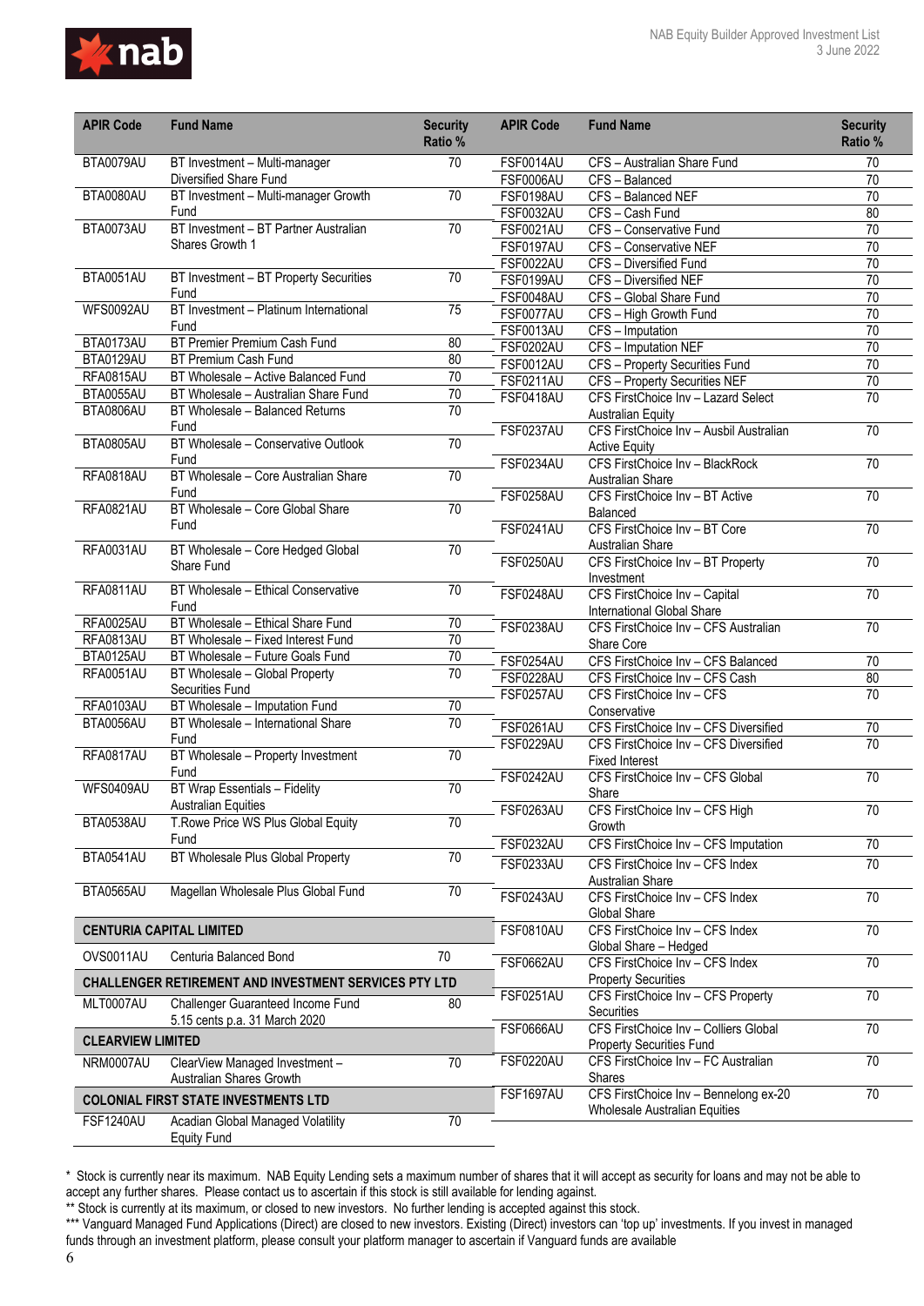| APIR Code | Fund Name | Security Ratio % |
|---|---|---|
| BTA0079AU | BT Investment – Multi-manager Diversified Share Fund | 70 |
| BTA0080AU | BT Investment – Multi-manager Growth Fund | 70 |
| BTA0073AU | BT Investment – BT Partner Australian Shares Growth 1 | 70 |
| BTA0051AU | BT Investment – BT Property Securities Fund | 70 |
| WFS0092AU | BT Investment – Platinum International Fund | 75 |
| BTA0173AU | BT Premier Premium Cash Fund | 80 |
| BTA0129AU | BT Premium Cash Fund | 80 |
| RFA0815AU | BT Wholesale – Active Balanced Fund | 70 |
| BTA0055AU | BT Wholesale – Australian Share Fund | 70 |
| BTA0806AU | BT Wholesale – Balanced Returns Fund | 70 |
| BTA0805AU | BT Wholesale – Conservative Outlook Fund | 70 |
| RFA0818AU | BT Wholesale – Core Australian Share Fund | 70 |
| RFA0821AU | BT Wholesale – Core Global Share Fund | 70 |
| RFA0031AU | BT Wholesale – Core Hedged Global Share Fund | 70 |
| RFA0811AU | BT Wholesale – Ethical Conservative Fund | 70 |
| RFA0025AU | BT Wholesale – Ethical Share Fund | 70 |
| RFA0813AU | BT Wholesale – Fixed Interest Fund | 70 |
| BTA0125AU | BT Wholesale – Future Goals Fund | 70 |
| RFA0051AU | BT Wholesale – Global Property Securities Fund | 70 |
| RFA0103AU | BT Wholesale – Imputation Fund | 70 |
| BTA0056AU | BT Wholesale – International Share Fund | 70 |
| RFA0817AU | BT Wholesale – Property Investment Fund | 70 |
| WFS0409AU | BT Wrap Essentials – Fidelity Australian Equities | 70 |
| BTA0538AU | T.Rowe Price WS Plus Global Equity Fund | 70 |
| BTA0541AU | BT Wholesale Plus Global Property | 70 |
| BTA0565AU | Magellan Wholesale Plus Global Fund | 70 |
| **CENTURIA CAPITAL LIMITED** | | |
| OVS0011AU | Centuria Balanced Bond | 70 |
| **CHALLENGER RETIREMENT AND INVESTMENT SERVICES PTY LTD** | | |
| MLT0007AU | Challenger Guaranteed Income Fund 5.15 cents p.a. 31 March 2020 | 80 |
| **CLEARVIEW LIMITED** | | |
| NRM0007AU | ClearView Managed Investment – Australian Shares Growth | 70 |
| **COLONIAL FIRST STATE INVESTMENTS LTD** | | |
| FSF1240AU | Acadian Global Managed Volatility Equity Fund | 70 |
| FSF0014AU | CFS – Australian Share Fund | 70 |
| FSF0006AU | CFS – Balanced | 70 |
| FSF0198AU | CFS – Balanced NEF | 70 |
| FSF0032AU | CFS – Cash Fund | 80 |
| FSF0021AU | CFS – Conservative Fund | 70 |
| FSF0197AU | CFS – Conservative NEF | 70 |
| FSF0022AU | CFS – Diversified Fund | 70 |
| FSF0199AU | CFS – Diversified NEF | 70 |
| FSF0048AU | CFS – Global Share Fund | 70 |
| FSF0077AU | CFS – High Growth Fund | 70 |
| FSF0013AU | CFS – Imputation | 70 |
| FSF0202AU | CFS – Imputation NEF | 70 |
| FSF0012AU | CFS – Property Securities Fund | 70 |
| FSF0211AU | CFS – Property Securities NEF | 70 |
| FSF0418AU | CFS FirstChoice Inv – Lazard Select Australian Equity | 70 |
| FSF0237AU | CFS FirstChoice Inv – Ausbil Australian Active Equity | 70 |
| FSF0234AU | CFS FirstChoice Inv – BlackRock Australian Share | 70 |
| FSF0258AU | CFS FirstChoice Inv – BT Active Balanced | 70 |
| FSF0241AU | CFS FirstChoice Inv – BT Core Australian Share | 70 |
| FSF0250AU | CFS FirstChoice Inv – BT Property Investment | 70 |
| FSF0248AU | CFS FirstChoice Inv – Capital International Global Share | 70 |
| FSF0238AU | CFS FirstChoice Inv – CFS Australian Share Core | 70 |
| FSF0254AU | CFS FirstChoice Inv – CFS Balanced | 70 |
| FSF0228AU | CFS FirstChoice Inv – CFS Cash | 80 |
| FSF0257AU | CFS FirstChoice Inv – CFS Conservative | 70 |
| FSF0261AU | CFS FirstChoice Inv – CFS Diversified | 70 |
| FSF0229AU | CFS FirstChoice Inv – CFS Diversified Fixed Interest | 70 |
| FSF0242AU | CFS FirstChoice Inv – CFS Global Share | 70 |
| FSF0263AU | CFS FirstChoice Inv – CFS High Growth | 70 |
| FSF0232AU | CFS FirstChoice Inv – CFS Imputation | 70 |
| FSF0233AU | CFS FirstChoice Inv – CFS Index Australian Share | 70 |
| FSF0243AU | CFS FirstChoice Inv – CFS Index Global Share | 70 |
| FSF0810AU | CFS FirstChoice Inv – CFS Index Global Share – Hedged | 70 |
| FSF0662AU | CFS FirstChoice Inv – CFS Index Property Securities | 70 |
| FSF0251AU | CFS FirstChoice Inv – CFS Property Securities | 70 |
| FSF0666AU | CFS FirstChoice Inv – Colliers Global Property Securities Fund | 70 |
| FSF0220AU | CFS FirstChoice Inv – FC Australian Shares | 70 |
| FSF1697AU | CFS FirstChoice Inv – Bennelong ex-20 Wholesale Australian Equities | 70 |

\* Stock is currently near its maximum. NAB Equity Lending sets a maximum number of shares that it will accept as security for loans and may not be able to accept any further shares. Please contact us to ascertain if this stock is still available for lending against.

\*\* Stock is currently at its maximum, or closed to new investors. No further lending is accepted against this stock.

\*\*\* Vanguard Managed Fund Applications (Direct) are closed to new investors. Existing (Direct) investors can 'top up' investments. If you invest in managed funds through an investment platform, please consult your platform manager to ascertain if Vanguard funds are available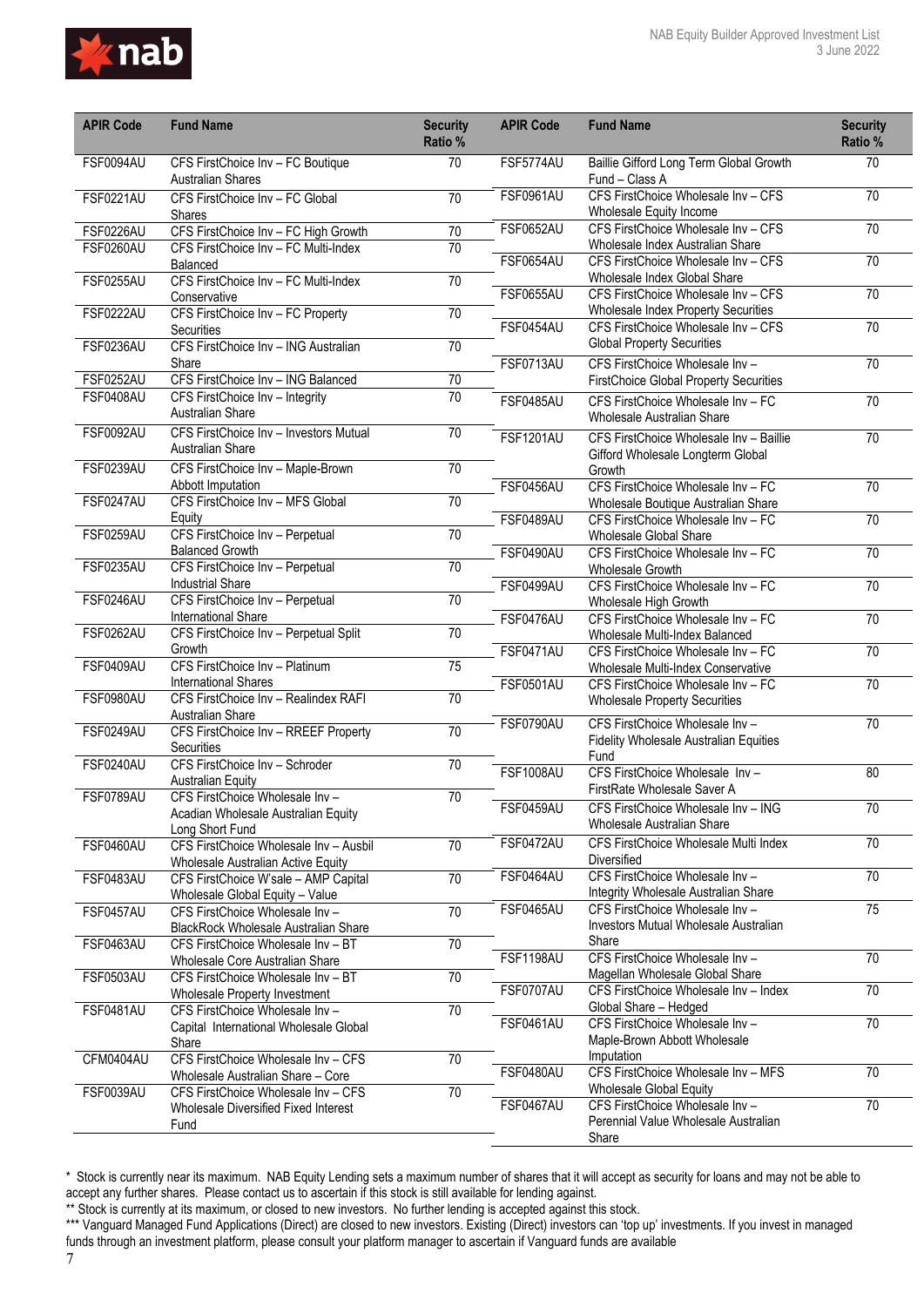| APIR Code | Fund Name | Security Ratio % |
|---|---|---|
| FSF0094AU | CFS FirstChoice Inv – FC Boutique Australian Shares | 70 |
| FSF0221AU | CFS FirstChoice Inv – FC Global Shares | 70 |
| FSF0226AU | CFS FirstChoice Inv – FC High Growth | 70 |
| FSF0260AU | CFS FirstChoice Inv – FC Multi-Index Balanced | 70 |
| FSF0255AU | CFS FirstChoice Inv – FC Multi-Index Conservative | 70 |
| FSF0222AU | CFS FirstChoice Inv – FC Property Securities | 70 |
| FSF0236AU | CFS FirstChoice Inv – ING Australian Share | 70 |
| FSF0252AU | CFS FirstChoice Inv – ING Balanced | 70 |
| FSF0408AU | CFS FirstChoice Inv – Integrity Australian Share | 70 |
| FSF0092AU | CFS FirstChoice Inv – Investors Mutual Australian Share | 70 |
| FSF0239AU | CFS FirstChoice Inv – Maple-Brown Abbott Imputation | 70 |
| FSF0247AU | CFS FirstChoice Inv – MFS Global Equity | 70 |
| FSF0259AU | CFS FirstChoice Inv – Perpetual Balanced Growth | 70 |
| FSF0235AU | CFS FirstChoice Inv – Perpetual Industrial Share | 70 |
| FSF0246AU | CFS FirstChoice Inv – Perpetual International Share | 70 |
| FSF0262AU | CFS FirstChoice Inv – Perpetual Split Growth | 70 |
| FSF0409AU | CFS FirstChoice Inv – Platinum International Shares | 75 |
| FSF0980AU | CFS FirstChoice Inv – Realindex RAFI Australian Share | 70 |
| FSF0249AU | CFS FirstChoice Inv – RREEF Property Securities | 70 |
| FSF0240AU | CFS FirstChoice Inv – Schroder Australian Equity | 70 |
| FSF0789AU | CFS FirstChoice Wholesale Inv – Acadian Wholesale Australian Equity Long Short Fund | 70 |
| FSF0460AU | CFS FirstChoice Wholesale Inv – Ausbil Wholesale Australian Active Equity | 70 |
| FSF0483AU | CFS FirstChoice W'sale – AMP Capital Wholesale Global Equity – Value | 70 |
| FSF0457AU | CFS FirstChoice Wholesale Inv – BlackRock Wholesale Australian Share | 70 |
| FSF0463AU | CFS FirstChoice Wholesale Inv – BT Wholesale Core Australian Share | 70 |
| FSF0503AU | CFS FirstChoice Wholesale Inv – BT Wholesale Property Investment | 70 |
| FSF0481AU | CFS FirstChoice Wholesale Inv – Capital International Wholesale Global Share | 70 |
| CFM0404AU | CFS FirstChoice Wholesale Inv – CFS Wholesale Australian Share – Core | 70 |
| FSF0039AU | CFS FirstChoice Wholesale Inv – CFS Wholesale Diversified Fixed Interest Fund | 70 |
| FSF5774AU | Baillie Gifford Long Term Global Growth Fund – Class A | 70 |
| FSF0961AU | CFS FirstChoice Wholesale Inv – CFS Wholesale Equity Income | 70 |
| FSF0652AU | CFS FirstChoice Wholesale Inv – CFS Wholesale Index Australian Share | 70 |
| FSF0654AU | CFS FirstChoice Wholesale Inv – CFS Wholesale Index Global Share | 70 |
| FSF0655AU | CFS FirstChoice Wholesale Inv – CFS Wholesale Index Property Securities | 70 |
| FSF0454AU | CFS FirstChoice Wholesale Inv – CFS Global Property Securities | 70 |
| FSF0713AU | CFS FirstChoice Wholesale Inv – FirstChoice Global Property Securities | 70 |
| FSF0485AU | CFS FirstChoice Wholesale Inv – FC Wholesale Australian Share | 70 |
| FSF1201AU | CFS FirstChoice Wholesale Inv – Baillie Gifford Wholesale Longterm Global Growth | 70 |
| FSF0456AU | CFS FirstChoice Wholesale Inv – FC Wholesale Boutique Australian Share | 70 |
| FSF0489AU | CFS FirstChoice Wholesale Inv – FC Wholesale Global Share | 70 |
| FSF0490AU | CFS FirstChoice Wholesale Inv – FC Wholesale Growth | 70 |
| FSF0499AU | CFS FirstChoice Wholesale Inv – FC Wholesale High Growth | 70 |
| FSF0476AU | CFS FirstChoice Wholesale Inv – FC Wholesale Multi-Index Balanced | 70 |
| FSF0471AU | CFS FirstChoice Wholesale Inv – FC Wholesale Multi-Index Conservative | 70 |
| FSF0501AU | CFS FirstChoice Wholesale Inv – FC Wholesale Property Securities | 70 |
| FSF0790AU | CFS FirstChoice Wholesale Inv – Fidelity Wholesale Australian Equities Fund | 70 |
| FSF1008AU | CFS FirstChoice Wholesale Inv – FirstRate Wholesale Saver A | 80 |
| FSF0459AU | CFS FirstChoice Wholesale Inv – ING Wholesale Australian Share | 70 |
| FSF0472AU | CFS FirstChoice Wholesale Multi Index Diversified | 70 |
| FSF0464AU | CFS FirstChoice Wholesale Inv – Integrity Wholesale Australian Share | 70 |
| FSF0465AU | CFS FirstChoice Wholesale Inv – Investors Mutual Wholesale Australian Share | 75 |
| FSF1198AU | CFS FirstChoice Wholesale Inv – Magellan Wholesale Global Share | 70 |
| FSF0707AU | CFS FirstChoice Wholesale Inv – Index Global Share – Hedged | 70 |
| FSF0461AU | CFS FirstChoice Wholesale Inv – Maple-Brown Abbott Wholesale Imputation | 70 |
| FSF0480AU | CFS FirstChoice Wholesale Inv – MFS Wholesale Global Equity | 70 |
| FSF0467AU | CFS FirstChoice Wholesale Inv – Perennial Value Wholesale Australian Share | 70 |

\* Stock is currently near its maximum. NAB Equity Lending sets a maximum number of shares that it will accept as security for loans and may not be able to accept any further shares. Please contact us to ascertain if this stock is still available for lending against.

\*\* Stock is currently at its maximum, or closed to new investors. No further lending is accepted against this stock.

\*\*\* Vanguard Managed Fund Applications (Direct) are closed to new investors. Existing (Direct) investors can 'top up' investments. If you invest in managed funds through an investment platform, please consult your platform manager to ascertain if Vanguard funds are available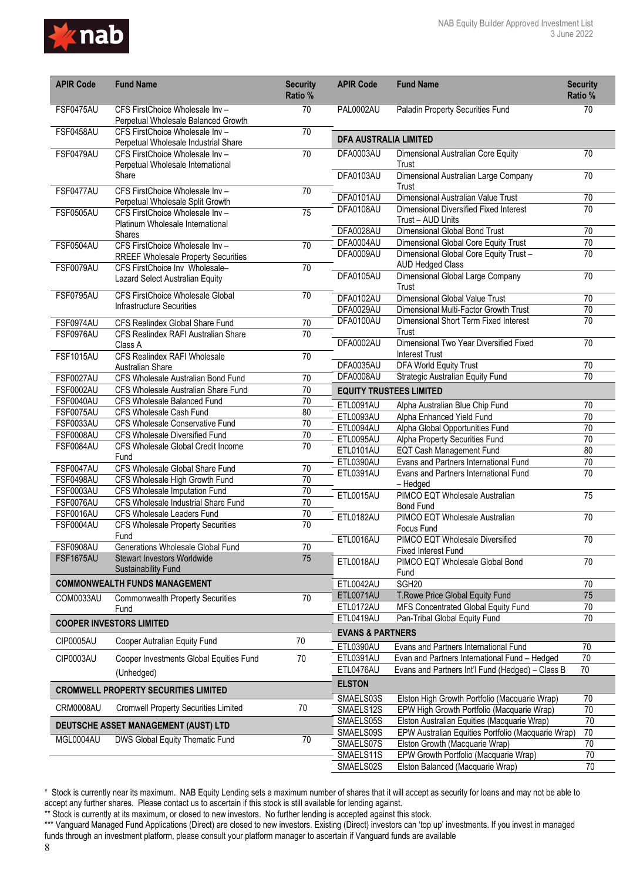| APIR Code | Fund Name | Security Ratio % |
|---|---|---|
| FSF0475AU | CFS FirstChoice Wholesale Inv – Perpetual Wholesale Balanced Growth | 70 |
| FSF0458AU | CFS FirstChoice Wholesale Inv – Perpetual Wholesale Industrial Share | 70 |
| FSF0479AU | CFS FirstChoice Wholesale Inv – Perpetual Wholesale International Share | 70 |
| FSF0477AU | CFS FirstChoice Wholesale Inv – Perpetual Wholesale Split Growth | 70 |
| FSF0505AU | CFS FirstChoice Wholesale Inv – Platinum Wholesale International Shares | 75 |
| FSF0504AU | CFS FirstChoice Wholesale Inv – RREEF Wholesale Property Securities | 70 |
| FSF0079AU | CFS FirstChoice Inv Wholesale– Lazard Select Australian Equity | 70 |
| FSF0795AU | CFS FirstChoice Wholesale Global Infrastructure Securities | 70 |
| FSF0974AU | CFS Realindex Global Share Fund | 70 |
| FSF0976AU | CFS Realindex RAFI Australian Share Class A | 70 |
| FSF1015AU | CFS Realindex RAFI Wholesale Australian Share | 70 |
| FSF0027AU | CFS Wholesale Australian Bond Fund | 70 |
| FSF0002AU | CFS Wholesale Australian Share Fund | 70 |
| FSF0040AU | CFS Wholesale Balanced Fund | 70 |
| FSF0498AU | CFS Wholesale Cash Fund | 80 |
| FSF0033AU | CFS Wholesale Conservative Fund | 70 |
| FSF0008AU | CFS Wholesale Diversified Fund | 70 |
| FSF0084AU | CFS Wholesale Global Credit Income Fund | 70 |
| FSF0047AU | CFS Wholesale Global Share Fund | 70 |
| FSF0498AU | CFS Wholesale High Growth Fund | 70 |
| FSF0003AU | CFS Wholesale Imputation Fund | 70 |
| FSF0076AU | CFS Wholesale Industrial Share Fund | 70 |
| FSF0016AU | CFS Wholesale Leaders Fund | 70 |
| FSF0004AU | CFS Wholesale Property Securities Fund | 70 |
| FSF0908AU | Generations Wholesale Global Fund | 70 |
| FSF1675AU | Stewart Investors Worldwide Sustainability Fund | 75 |
| **COMMONWEALTH FUNDS MANAGEMENT** | | |
| COM0033AU | Commonwealth Property Securities Fund | 70 |
| **COOPER INVESTORS LIMITED** | | |
| CIP0005AU | Cooper Autralian Equity Fund | 70 |
| CIP0003AU | Cooper Investments Global Equities Fund (Unhedged) | 70 |
| **CROMWELL PROPERTY SECURITIES LIMITED** | | |
| CRM0008AU | Cromwell Property Securities Limited | 70 |
| **DEUTSCHE ASSET MANAGEMENT (AUST) LTD** | | |
| MGL0004AU | DWS Global Equity Thematic Fund | 70 |
| PAL0002AU | Paladin Property Securities Fund | 70 |
| **DFA AUSTRALIA LIMITED** | | 70 |
| DFA0003AU | Dimensional Australian Core Equity Trust | 70 |
| DFA0103AU | Dimensional Australian Large Company Trust | 70 |
| DFA0101AU | Dimensional Australian Value Trust | 70 |
| DFA0108AU | Dimensional Diversified Fixed Interest Trust – AUD Units | 70 |
| DFA0028AU | Dimensional Global Bond Trust | 70 |
| DFA0004AU | Dimensional Global Core Equity Trust | 70 |
| DFA0009AU | Dimensional Global Core Equity Trust – AUD Hedged Class | 70 |
| DFA0105AU | Dimensional Global Large Company Trust | 70 |
| DFA0102AU | Dimensional Global Value Trust | 70 |
| DFA0029AU | Dimensional Multi-Factor Growth Trust | 70 |
| DFA0100AU | Dimensional Short Term Fixed Interest Trust | 70 |
| DFA0002AU | Dimensional Two Year Diversified Fixed Interest Trust | 70 |
| DFA0035AU | DFA World Equity Trust | 70 |
| DFA0008AU | Strategic Australian Equity Fund | 70 |
| **EQUITY TRUSTEES LIMITED** | | |
| ETL0091AU | Alpha Australian Blue Chip Fund | 70 |
| ETL0093AU | Alpha Enhanced Yield Fund | 70 |
| ETL0094AU | Alpha Global Opportunities Fund | 70 |
| ETL0095AU | Alpha Property Securities Fund | 70 |
| ETL0101AU | EQT Cash Management Fund | 80 |
| ETL0390AU | Evans and Partners International Fund | 70 |
| ETL0391AU | Evans and Partners International Fund – Hedged | 70 |
| ETL0015AU | PIMCO EQT Wholesale Australian Bond Fund | 75 |
| ETL0182AU | PIMCO EQT Wholesale Australian Focus Fund | 70 |
| ETL0016AU | PIMCO EQT Wholesale Diversified Fixed Interest Fund | 70 |
| ETL0018AU | PIMCO EQT Wholesale Global Bond Fund | 70 |
| ETL0042AU | SGH20 | 70 |
| ETL0071AU | T.Rowe Price Global Equity Fund | 75 |
| ETL0172AU | MFS Concentrated Global Equity Fund | 70 |
| ETL0419AU | Pan-Tribal Global Equity Fund | 70 |
| **EVANS & PARTNERS** | | |
| ETL0390AU | Evans and Partners International Fund | 70 |
| ETL0391AU | Evan and Partners International Fund – Hedged | 70 |
| ETL0476AU | Evans and Partners Int'l Fund (Hedged) – Class B | 70 |
| **ELSTON** | | |
| SMAELS03S | Elston High Growth Portfolio (Macquarie Wrap) | 70 |
| SMAELS12S | EPW High Growth Portfolio (Macquarie Wrap) | 70 |
| SMAELS05S | Elston Australian Equities (Macquarie Wrap) | 70 |
| SMAELS09S | EPW Australian Equities Portfolio (Macquarie Wrap) | 70 |
| SMAELS07S | Elston Growth (Macquarie Wrap) | 70 |
| SMAELS11S | EPW Growth Portfolio (Macquarie Wrap) | 70 |
| SMAELS02S | Elston Balanced (Macquarie Wrap) | 70 |

\* Stock is currently near its maximum. NAB Equity Lending sets a maximum number of shares that it will accept as security for loans and may not be able to accept any further shares. Please contact us to ascertain if this stock is still available for lending against.

** Stock is currently at its maximum, or closed to new investors. No further lending is accepted against this stock.

*** Vanguard Managed Fund Applications (Direct) are closed to new investors. Existing (Direct) investors can 'top up' investments. If you invest in managed funds through an investment platform, please consult your platform manager to ascertain if Vanguard funds are available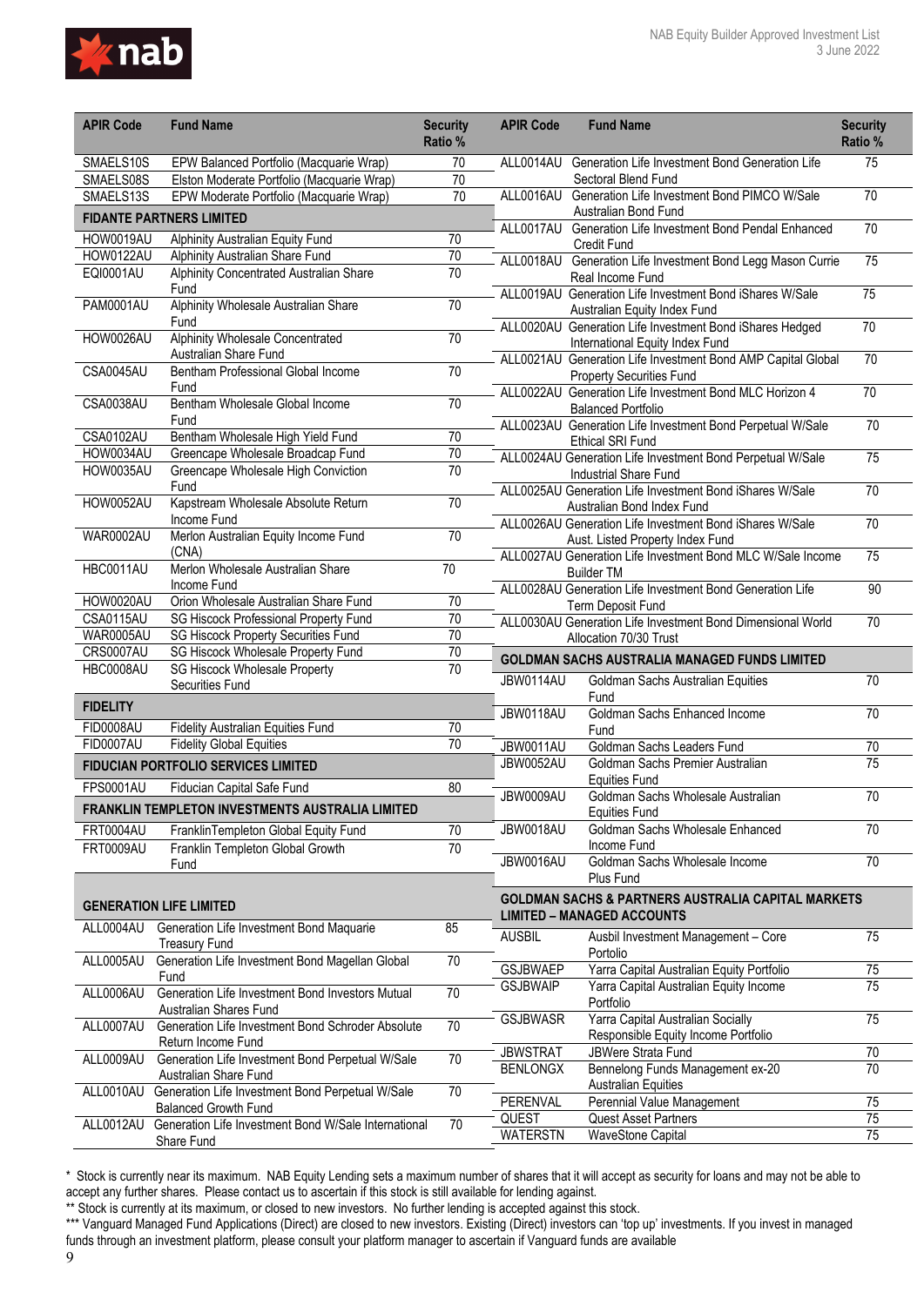| APIR Code | Fund Name | Security Ratio % |
|---|---|---|
| SMAELS10S | EPW Balanced Portfolio (Macquarie Wrap) | 70 |
| SMAELS08S | Elston Moderate Portfolio (Macquarie Wrap) | 70 |
| SMAELS13S | EPW Moderate Portfolio (Macquarie Wrap) | 70 |
| **FIDANTE PARTNERS LIMITED** | | |
| HOW0019AU | Alphinity Australian Equity Fund | 70 |
| HOW0122AU | Alphinity Australian Share Fund | 70 |
| EQI0001AU | Alphinity Concentrated Australian Share Fund | 70 |
| PAM0001AU | Alphinity Wholesale Australian Share Fund | 70 |
| HOW0026AU | Alphinity Wholesale Concentrated Australian Share Fund | 70 |
| CSA0045AU | Bentham Professional Global Income Fund | 70 |
| CSA0038AU | Bentham Wholesale Global Income Fund | 70 |
| CSA0102AU | Bentham Wholesale High Yield Fund | 70 |
| HOW0034AU | Greencape Wholesale Broadcap Fund | 70 |
| HOW0035AU | Greencape Wholesale High Conviction Fund | 70 |
| HOW0052AU | Kapstream Wholesale Absolute Return Income Fund | 70 |
| WAR0002AU | Merlon Australian Equity Income Fund (CNA) | 70 |
| HBC0011AU | Merlon Wholesale Australian Share Income Fund | 70 |
| HOW0020AU | Orion Wholesale Australian Share Fund | 70 |
| CSA0115AU | SG Hiscock Professional Property Fund | 70 |
| WAR0005AU | SG Hiscock Property Securities Fund | 70 |
| CRS0007AU | SG Hiscock Wholesale Property Fund | 70 |
| HBC0008AU | SG Hiscock Wholesale Property Securities Fund | 70 |
| **FIDELITY** | | |
| FID0008AU | Fidelity Australian Equities Fund | 70 |
| FID0007AU | Fidelity Global Equities | 70 |
| **FIDUCIAN PORTFOLIO SERVICES LIMITED** | | |
| FPS0001AU | Fiducian Capital Safe Fund | 80 |
| **FRANKLIN TEMPLETON INVESTMENTS AUSTRALIA LIMITED** | | |
| FRT0004AU | FranklinTempleton Global Equity Fund | 70 |
| FRT0009AU | Franklin Templeton Global Growth Fund | 70 |
| **GENERATION LIFE LIMITED** | | |
| ALL0004AU | Generation Life Investment Bond Maquarie Treasury Fund | 85 |
| ALL0005AU | Generation Life Investment Bond Magellan Global Fund | 70 |
| ALL0006AU | Generation Life Investment Bond Investors Mutual Australian Shares Fund | 70 |
| ALL0007AU | Generation Life Investment Bond Schroder Absolute Return Income Fund | 70 |
| ALL0009AU | Generation Life Investment Bond Perpetual W/Sale Australian Share Fund | 70 |
| ALL0010AU | Generation Life Investment Bond Perpetual W/Sale Balanced Growth Fund | 70 |
| ALL0012AU | Generation Life Investment Bond W/Sale International Share Fund | 70 |
| ALL0014AU | Generation Life Investment Bond Generation Life Sectoral Blend Fund | 75 |
| ALL0016AU | Generation Life Investment Bond PIMCO W/Sale Australian Bond Fund | 70 |
| ALL0017AU | Generation Life Investment Bond Pendal Enhanced Credit Fund | 70 |
| ALL0018AU | Generation Life Investment Bond Legg Mason Currie Real Income Fund | 75 |
| ALL0019AU | Generation Life Investment Bond iShares W/Sale Australian Equity Index Fund | 75 |
| ALL0020AU | Generation Life Investment Bond iShares Hedged International Equity Index Fund | 70 |
| ALL0021AU | Generation Life Investment Bond AMP Capital Global Property Securities Fund | 70 |
| ALL0022AU | Generation Life Investment Bond MLC Horizon 4 Balanced Portfolio | 70 |
| ALL0023AU | Generation Life Investment Bond Perpetual W/Sale Ethical SRI Fund | 70 |
| ALL0024AU | Generation Life Investment Bond Perpetual W/Sale Industrial Share Fund | 75 |
| ALL0025AU | Generation Life Investment Bond iShares W/Sale Australian Bond Index Fund | 70 |
| ALL0026AU | Generation Life Investment Bond iShares W/Sale Aust. Listed Property Index Fund | 70 |
| ALL0027AU | Generation Life Investment Bond MLC W/Sale Income Builder TM | 75 |
| ALL0028AU | Generation Life Investment Bond Generation Life Term Deposit Fund | 90 |
| ALL0030AU | Generation Life Investment Bond Dimensional World Allocation 70/30 Trust | 70 |
| **GOLDMAN SACHS AUSTRALIA MANAGED FUNDS LIMITED** | | |
| JBW0114AU | Goldman Sachs Australian Equities Fund | 70 |
| JBW0118AU | Goldman Sachs Enhanced Income Fund | 70 |
| JBW0011AU | Goldman Sachs Leaders Fund | 70 |
| JBW0052AU | Goldman Sachs Premier Australian Equities Fund | 75 |
| JBW0009AU | Goldman Sachs Wholesale Australian Equities Fund | 70 |
| JBW0018AU | Goldman Sachs Wholesale Enhanced Income Fund | 70 |
| JBW0016AU | Goldman Sachs Wholesale Income Plus Fund | 70 |
| **GOLDMAN SACHS & PARTNERS AUSTRALIA CAPITAL MARKETS LIMITED – MANAGED ACCOUNTS** | | |
| AUSBIL | Ausbil Investment Management – Core Portolio | 75 |
| GSJBWAEP | Yarra Capital Australian Equity Portfolio | 75 |
| GSJBWAIP | Yarra Capital Australian Equity Income Portfolio | 75 |
| GSJBWASR | Yarra Capital Australian Socially Responsible Equity Income Portfolio | 75 |
| JBWSTRAT | JBWere Strata Fund | 70 |
| BENLONGX | Bennelong Funds Management ex-20 Australian Equities | 70 |
| PERENVAL | Perennial Value Management | 75 |
| QUEST | Quest Asset Partners | 75 |
| WATERSTN | WaveStone Capital | 75 |

\* Stock is currently near its maximum. NAB Equity Lending sets a maximum number of shares that it will accept as security for loans and may not be able to accept any further shares. Please contact us to ascertain if this stock is still available for lending against.

\*\* Stock is currently at its maximum, or closed to new investors. No further lending is accepted against this stock.

\*\*\* Vanguard Managed Fund Applications (Direct) are closed to new investors. Existing (Direct) investors can 'top up' investments. If you invest in managed funds through an investment platform, please consult your platform manager to ascertain if Vanguard funds are available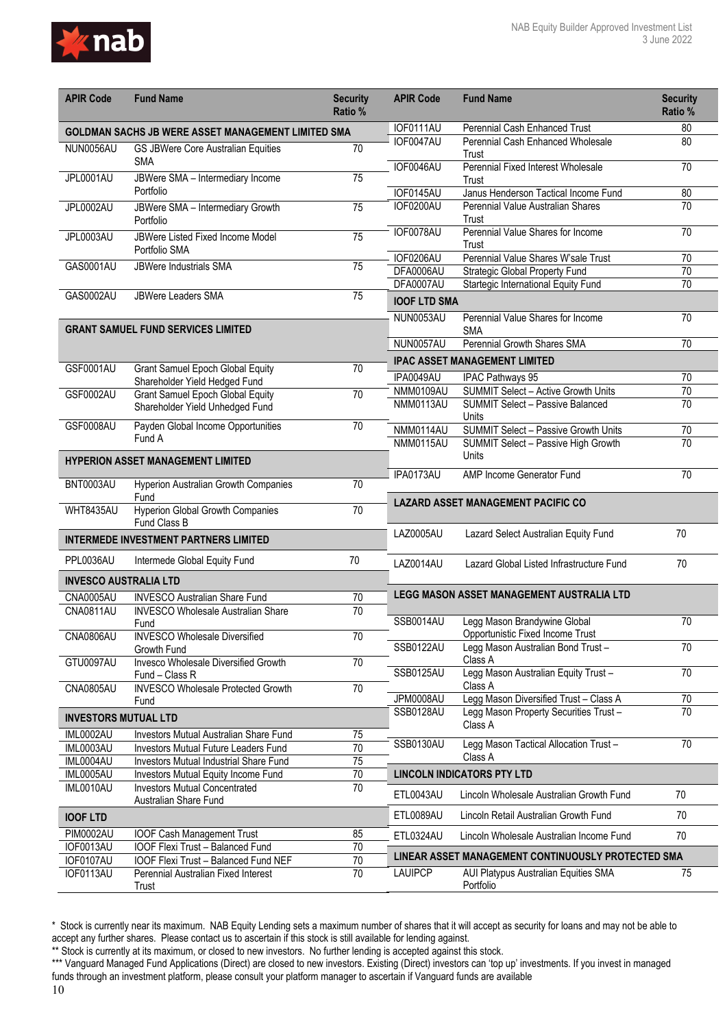| APIR Code | Fund Name | Security Ratio % |
|---|---|---|
| **GOLDMAN SACHS JB WERE ASSET MANAGEMENT LIMITED SMA** | | |
| NUN0056AU | GS JBWere Core Australian Equities SMA | 70 |
| JPL0001AU | JBWere SMA – Intermediary Income Portfolio | 75 |
| JPL0002AU | JBWere SMA – Intermediary Growth Portfolio | 75 |
| JPL0003AU | JBWere Listed Fixed Income Model Portfolio SMA | 75 |
| GAS0001AU | JBWere Industrials SMA | 75 |
| GAS0002AU | JBWere Leaders SMA | 75 |
| **GRANT SAMUEL FUND SERVICES LIMITED** | | |
| GSF0001AU | Grant Samuel Epoch Global Equity Shareholder Yield Hedged Fund | 70 |
| GSF0002AU | Grant Samuel Epoch Global Equity Shareholder Yield Unhedged Fund | 70 |
| GSF0008AU | Payden Global Income Opportunities Fund A | 70 |
| **HYPERION ASSET MANAGEMENT LIMITED** | | |
| BNT0003AU | Hyperion Australian Growth Companies Fund | 70 |
| WHT8435AU | Hyperion Global Growth Companies Fund Class B | 70 |
| **INTERMEDE INVESTMENT PARTNERS LIMITED** | | |
| PPL0036AU | Intermede Global Equity Fund | 70 |
| **INVESCO AUSTRALIA LTD** | | |
| CNA0005AU | INVESCO Australian Share Fund | 70 |
| CNA0811AU | INVESCO Wholesale Australian Share Fund | 70 |
| CNA0806AU | INVESCO Wholesale Diversified Growth Fund | 70 |
| GTU0097AU | Invesco Wholesale Diversified Growth Fund – Class R | 70 |
| CNA0805AU | INVESCO Wholesale Protected Growth Fund | 70 |
| **INVESTORS MUTUAL LTD** | | |
| IML0002AU | Investors Mutual Australian Share Fund | 75 |
| IML0003AU | Investors Mutual Future Leaders Fund | 70 |
| IML0004AU | Investors Mutual Industrial Share Fund | 75 |
| IML0005AU | Investors Mutual Equity Income Fund | 70 |
| IML0010AU | Investors Mutual Concentrated Australian Share Fund | 70 |
| **IOOF LTD** | | |
| PIM0002AU | IOOF Cash Management Trust | 85 |
| IOF0013AU | IOOF Flexi Trust – Balanced Fund | 70 |
| IOF0107AU | IOOF Flexi Trust – Balanced Fund NEF | 70 |
| IOF0113AU | Perennial Australian Fixed Interest Trust | 70 |
| IOF0111AU | Perennial Cash Enhanced Trust | 80 |
| IOF0047AU | Perennial Cash Enhanced Wholesale Trust | 80 |
| IOF0046AU | Perennial Fixed Interest Wholesale Trust | 70 |
| IOF0145AU | Janus Henderson Tactical Income Fund | 80 |
| IOF0200AU | Perennial Value Australian Shares Trust | 70 |
| IOF0078AU | Perennial Value Shares for Income Trust | 70 |
| IOF0206AU | Perennial Value Shares W'sale Trust | 70 |
| DFA0006AU | Strategic Global Property Fund | 70 |
| DFA0007AU | Startegic International Equity Fund | 70 |
| **IOOF LTD SMA** | | |
| NUN0053AU | Perennial Value Shares for Income SMA | 70 |
| NUN0057AU | Perennial Growth Shares SMA | 70 |
| **IPAC ASSET MANAGEMENT LIMITED** | | |
| IPA0049AU | IPAC Pathways 95 | 70 |
| NMM0109AU | SUMMIT Select – Active Growth Units | 70 |
| NMM0113AU | SUMMIT Select – Passive Balanced Units | 70 |
| NMM0114AU | SUMMIT Select – Passive Growth Units | 70 |
| NMM0115AU | SUMMIT Select – Passive High Growth Units | 70 |
| IPA0173AU | AMP Income Generator Fund | 70 |
| **LAZARD ASSET MANAGEMENT PACIFIC CO** | | |
| LAZ0005AU | Lazard Select Australian Equity Fund | 70 |
| LAZ0014AU | Lazard Global Listed Infrastructure Fund | 70 |
| **LEGG MASON ASSET MANAGEMENT AUSTRALIA LTD** | | |
| SSB0014AU | Legg Mason Brandywine Global Opportunistic Fixed Income Trust | 70 |
| SSB0122AU | Legg Mason Australian Bond Trust – Class A | 70 |
| SSB0125AU | Legg Mason Australian Equity Trust – Class A | 70 |
| JPM0008AU | Legg Mason Diversified Trust – Class A | 70 |
| SSB0128AU | Legg Mason Property Securities Trust – Class A | 70 |
| SSB0130AU | Legg Mason Tactical Allocation Trust – Class A | 70 |
| **LINCOLN INDICATORS PTY LTD** | | |
| ETL0043AU | Lincoln Wholesale Australian Growth Fund | 70 |
| ETL0089AU | Lincoln Retail Australian Growth Fund | 70 |
| ETL0324AU | Lincoln Wholesale Australian Income Fund | 70 |
| **LINEAR ASSET MANAGEMENT CONTINUOUSLY PROTECTED SMA** | | |
| LAUIPCP | AUI Platypus Australian Equities SMA Portfolio | 75 |

\* Stock is currently near its maximum. NAB Equity Lending sets a maximum number of shares that it will accept as security for loans and may not be able to accept any further shares. Please contact us to ascertain if this stock is still available for lending against.

\** Stock is currently at its maximum, or closed to new investors. No further lending is accepted against this stock.

\*** Vanguard Managed Fund Applications (Direct) are closed to new investors. Existing (Direct) investors can 'top up' investments. If you invest in managed funds through an investment platform, please consult your platform manager to ascertain if Vanguard funds are available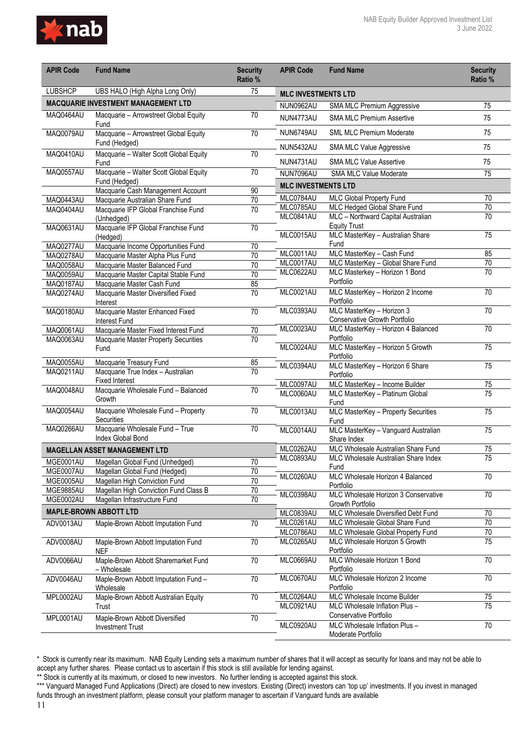| APIR Code | Fund Name | Security Ratio % |
|---|---|---|
| LUBSHCP | UBS HALO (High Alpha Long Only) | 75 |
| **MACQUARIE INVESTMENT MANAGEMENT LTD** | | |
| MAQ0464AU | Macquarie – Arrowstreet Global Equity Fund | 70 |
| MAQ0079AU | Macquarie – Arrowstreet Global Equity Fund (Hedged) | 70 |
| MAQ0410AU | Macquarie – Walter Scott Global Equity Fund | 70 |
| MAQ0557AU | Macquarie – Walter Scott Global Equity Fund (Hedged) | 70 |
| | Macquarie Cash Management Account | 90 |
| MAQ0443AU | Macquarie Australian Share Fund | 70 |
| MAQ0404AU | Macquarie IFP Global Franchise Fund (Unhedged) | 70 |
| MAQ0631AU | Macquarie IFP Global Franchise Fund (Hedged) | 70 |
| MAQ0277AU | Macquarie Income Opportunities Fund | 70 |
| MAQ0278AU | Macquarie Master Alpha Plus Fund | 70 |
| MAQ0058AU | Macquarie Master Balanced Fund | 70 |
| MAQ0059AU | Macquarie Master Capital Stable Fund | 70 |
| MAQ0187AU | Macquarie Master Cash Fund | 85 |
| MAQ0274AU | Macquarie Master Diversified Fixed Interest | 70 |
| MAQ0180AU | Macquarie Master Enhanced Fixed Interest Fund | 70 |
| MAQ0061AU | Macquarie Master Fixed Interest Fund | 70 |
| MAQ0063AU | Macquarie Master Property Securities Fund | 70 |
| MAQ0055AU | Macquarie Treasury Fund | 85 |
| MAQ0211AU | Macquarie True Index – Australian Fixed Interest | 70 |
| MAQ0048AU | Macquarie Wholesale Fund – Balanced Growth | 70 |
| MAQ0054AU | Macquarie Wholesale Fund – Property Securities | 70 |
| MAQ0266AU | Macquarie Wholesale Fund – True Index Global Bond | 70 |
| **MAGELLAN ASSET MANAGEMENT LTD** | | |
| MGE0001AU | Magellan Global Fund (Unhedged) | 70 |
| MGE0007AU | Magellan Global Fund (Hedged) | 70 |
| MGE0005AU | Magellan High Conviction Fund | 70 |
| MGE9885AU | Magellan High Conviction Fund Class B | 70 |
| MGE0002AU | Magellan Infrastructure Fund | 70 |
| **MAPLE-BROWN ABBOTT LTD** | | |
| ADV0013AU | Maple-Brown Abbott Imputation Fund | 70 |
| ADV0008AU | Maple-Brown Abbott Imputation Fund NEF | 70 |
| ADV0066AU | Maple-Brown Abbott Sharemarket Fund – Wholesale | 70 |
| ADV0046AU | Maple-Brown Abbott Imputation Fund – Wholesale | 70 |
| MPL0002AU | Maple-Brown Abbott Australian Equity Trust | 70 |
| MPL0001AU | Maple-Brown Abbott Diversified Investment Trust | 70 |
| **MLC INVESTMENTS LTD** | | |
| NUN0962AU | SMA MLC Premium Aggressive | 75 |
| NUN4773AU | SMA MLC Premium Assertive | 75 |
| NUN6749AU | SML MLC Premium Moderate | 75 |
| NUN5432AU | SMA MLC Value Aggressive | 75 |
| NUN4731AU | SMA MLC Value Assertive | 75 |
| NUN7096AU | SMA MLC Value Moderate | 75 |
| **MLC INVESTMENTS LTD** | | |
| MLC0784AU | MLC Global Property Fund | 70 |
| MLC0785AU | MLC Hedged Global Share Fund | 70 |
| MLC0841AU | MLC – Northward Capital Australian Equity Trust | 70 |
| MLC0015AU | MLC MasterKey – Australian Share Fund | 75 |
| MLC0011AU | MLC MasterKey – Cash Fund | 85 |
| MLC0017AU | MLC MasterKey – Global Share Fund | 70 |
| MLC0622AU | MLC Masterkey – Horizon 1 Bond Portfolio | 70 |
| MLC0021AU | MLC MasterKey – Horizon 2 Income Portfolio | 70 |
| MLC0393AU | MLC MasterKey – Horizon 3 Conservative Growth Portfolio | 70 |
| MLC0023AU | MLC MasterKey – Horizon 4 Balanced Portfolio | 70 |
| MLC0024AU | MLC MasterKey – Horizon 5 Growth Portfolio | 75 |
| MLC0394AU | MLC MasterKey – Horizon 6 Share Portfolio | 75 |
| MLC0097AU | MLC MasterKey – Income Builder | 75 |
| MLC0060AU | MLC MasterKey – Platinum Global Fund | 75 |
| MLC0013AU | MLC MasterKey – Property Securities Fund | 75 |
| MLC0014AU | MLC MasterKey – Vanguard Australian Share Index | 75 |
| MLC0262AU | MLC Wholesale Australian Share Fund | 75 |
| MLC0893AU | MLC Wholesale Australian Share Index Fund | 75 |
| MLC0260AU | MLC Wholesale Horizon 4 Balanced Portfolio | 70 |
| MLC0398AU | MLC Wholesale Horizon 3 Conservative Growth Portfolio | 70 |
| MLC0839AU | MLC Wholesale Diversified Debt Fund | 70 |
| MLC0261AU | MLC Wholesale Global Share Fund | 70 |
| MLC0786AU | MLC Wholesale Global Property Fund | 70 |
| MLC0265AU | MLC Wholesale Horizon 5 Growth Portfolio | 75 |
| MLC0669AU | MLC Wholesale Horizon 1 Bond Portfolio | 70 |
| MLC0670AU | MLC Wholesale Horizon 2 Income Portfolio | 70 |
| MLC0264AU | MLC Wholesale Income Builder | 75 |
| MLC0921AU | MLC Wholesale Inflation Plus – Conservative Portfolio | 75 |
| MLC0920AU | MLC Wholesale Inflation Plus – Moderate Portfolio | 70 |

\* Stock is currently near its maximum. NAB Equity Lending sets a maximum number of shares that it will accept as security for loans and may not be able to accept any further shares. Please contact us to ascertain if this stock is still available for lending against.

\*\* Stock is currently at its maximum, or closed to new investors. No further lending is accepted against this stock.

\*\*\* Vanguard Managed Fund Applications (Direct) are closed to new investors. Existing (Direct) investors can 'top up' investments. If you invest in managed funds through an investment platform, please consult your platform manager to ascertain if Vanguard funds are available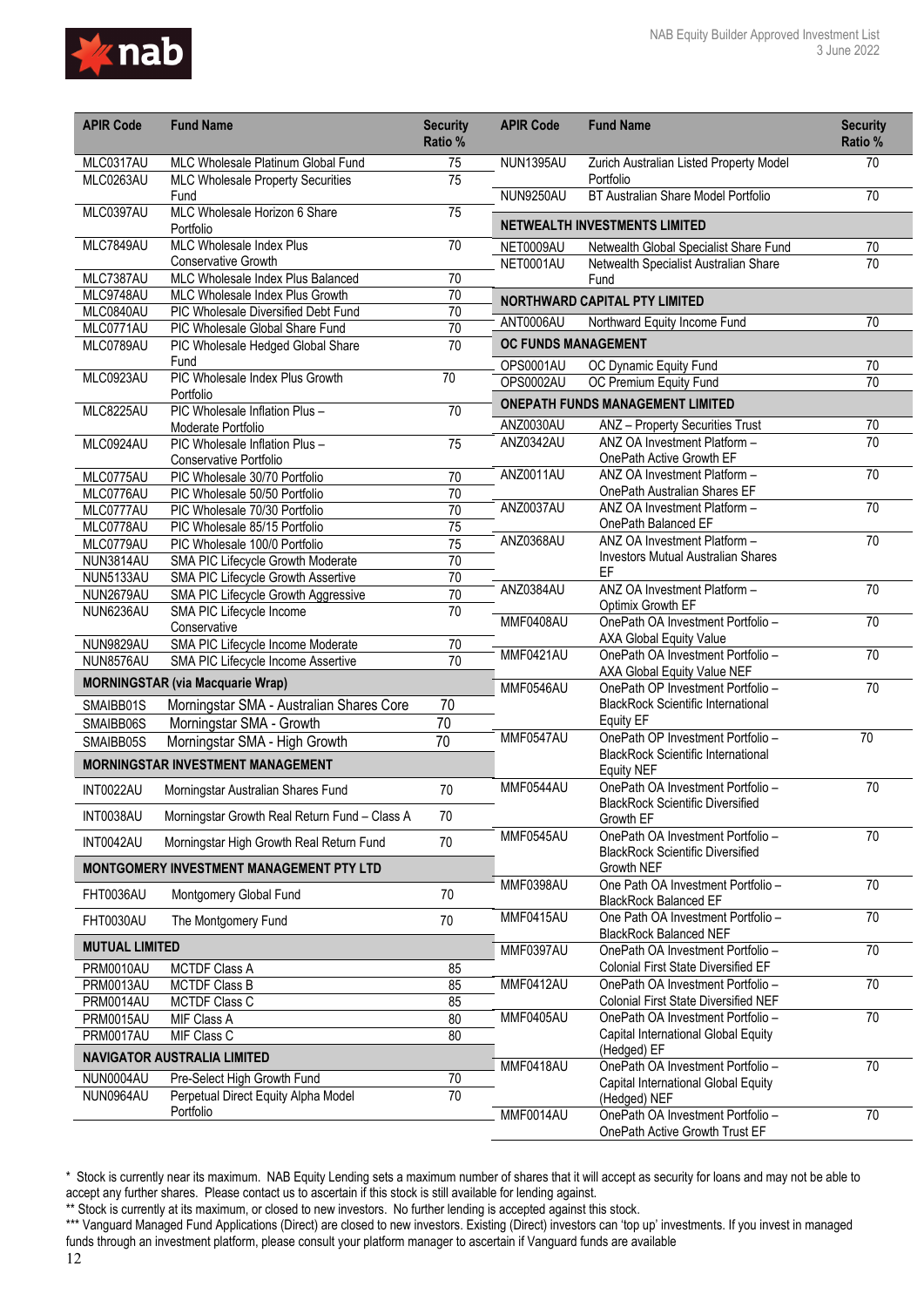| APIR Code | Fund Name | Security Ratio % |
|---|---|---|
| MLC0317AU | MLC Wholesale Platinum Global Fund | 75 |
| MLC0263AU | MLC Wholesale Property Securities Fund | 75 |
| MLC0397AU | MLC Wholesale Horizon 6 Share Portfolio | 75 |
| MLC7849AU | MLC Wholesale Index Plus Conservative Growth | 70 |
| MLC7387AU | MLC Wholesale Index Plus Balanced | 70 |
| MLC9748AU | MLC Wholesale Index Plus Growth | 70 |
| MLC0840AU | PIC Wholesale Diversified Debt Fund | 70 |
| MLC0771AU | PIC Wholesale Global Share Fund | 70 |
| MLC0789AU | PIC Wholesale Hedged Global Share Fund | 70 |
| MLC0923AU | PIC Wholesale Index Plus Growth Portfolio | 70 |
| MLC8225AU | PIC Wholesale Inflation Plus – Moderate Portfolio | 70 |
| MLC0924AU | PIC Wholesale Inflation Plus – Conservative Portfolio | 75 |
| MLC0775AU | PIC Wholesale 30/70 Portfolio | 70 |
| MLC0776AU | PIC Wholesale 50/50 Portfolio | 70 |
| MLC0777AU | PIC Wholesale 70/30 Portfolio | 70 |
| MLC0778AU | PIC Wholesale 85/15 Portfolio | 75 |
| MLC0779AU | PIC Wholesale 100/0 Portfolio | 75 |
| NUN3814AU | SMA PIC Lifecycle Growth Moderate | 70 |
| NUN5133AU | SMA PIC Lifecycle Growth Assertive | 70 |
| NUN2679AU | SMA PIC Lifecycle Growth Aggressive | 70 |
| NUN6236AU | SMA PIC Lifecycle Income Conservative | 70 |
| NUN9829AU | SMA PIC Lifecycle Income Moderate | 70 |
| NUN8576AU | SMA PIC Lifecycle Income Assertive | 70 |
| **MORNINGSTAR (via Macquarie Wrap)** | | |
| SMAIBB01S | Morningstar SMA - Australian Shares Core | 70 |
| SMAIBB06S | Morningstar SMA - Growth | 70 |
| SMAIBB05S | Morningstar SMA - High Growth | 70 |
| **MORNINGSTAR INVESTMENT MANAGEMENT** | | |
| INT0022AU | Morningstar Australian Shares Fund | 70 |
| INT0038AU | Morningstar Growth Real Return Fund – Class A | 70 |
| INT0042AU | Morningstar High Growth Real Return Fund | 70 |
| **MONTGOMERY INVESTMENT MANAGEMENT PTY LTD** | | |
| FHT0036AU | Montgomery Global Fund | 70 |
| FHT0030AU | The Montgomery Fund | 70 |
| **MUTUAL LIMITED** | | |
| PRM0010AU | MCTDF Class A | 85 |
| PRM0013AU | MCTDF Class B | 85 |
| PRM0014AU | MCTDF Class C | 85 |
| PRM0015AU | MIF Class A | 80 |
| PRM0017AU | MIF Class C | 80 |
| **NAVIGATOR AUSTRALIA LIMITED** | | |
| NUN0004AU | Pre-Select High Growth Fund | 70 |
| NUN0964AU | Perpetual Direct Equity Alpha Model Portfolio | 70 |
| NUN1395AU | Zurich Australian Listed Property Model Portfolio | 70 |
| NUN9250AU | BT Australian Share Model Portfolio | 70 |
| **NETWEALTH INVESTMENTS LIMITED** | | |
| NET0009AU | Netwealth Global Specialist Share Fund | 70 |
| NET0001AU | Netwealth Specialist Australian Share Fund | 70 |
| **NORTHWARD CAPITAL PTY LIMITED** | | |
| ANT0006AU | Northward Equity Income Fund | 70 |
| **OC FUNDS MANAGEMENT** | | |
| OPS0001AU | OC Dynamic Equity Fund | 70 |
| OPS0002AU | OC Premium Equity Fund | 70 |
| **ONEPATH FUNDS MANAGEMENT LIMITED** | | |
| ANZ0030AU | ANZ – Property Securities Trust | 70 |
| ANZ0342AU | ANZ OA Investment Platform – OnePath Active Growth EF | 70 |
| ANZ0011AU | ANZ OA Investment Platform – OnePath Australian Shares EF | 70 |
| ANZ0037AU | ANZ OA Investment Platform – OnePath Balanced EF | 70 |
| ANZ0368AU | ANZ OA Investment Platform – Investors Mutual Australian Shares EF | 70 |
| ANZ0384AU | ANZ OA Investment Platform – Optimix Growth EF | 70 |
| MMF0408AU | OnePath OA Investment Portfolio – AXA Global Equity Value | 70 |
| MMF0421AU | OnePath OA Investment Portfolio – AXA Global Equity Value NEF | 70 |
| MMF0546AU | OnePath OP Investment Portfolio – BlackRock Scientific International Equity EF | 70 |
| MMF0547AU | OnePath OP Investment Portfolio – BlackRock Scientific International Equity NEF | 70 |
| MMF0544AU | OnePath OA Investment Portfolio – BlackRock Scientific Diversified Growth EF | 70 |
| MMF0545AU | OnePath OA Investment Portfolio – BlackRock Scientific Diversified Growth NEF | 70 |
| MMF0398AU | One Path OA Investment Portfolio – BlackRock Balanced EF | 70 |
| MMF0415AU | One Path OA Investment Portfolio – BlackRock Balanced NEF | 70 |
| MMF0397AU | OnePath OA Investment Portfolio – Colonial First State Diversified EF | 70 |
| MMF0412AU | OnePath OA Investment Portfolio – Colonial First State Diversified NEF | 70 |
| MMF0405AU | OnePath OA Investment Portfolio – Capital International Global Equity (Hedged) EF | 70 |
| MMF0418AU | OnePath OA Investment Portfolio – Capital International Global Equity (Hedged) NEF | 70 |
| MMF0014AU | OnePath OA Investment Portfolio – OnePath Active Growth Trust EF | 70 |

\* Stock is currently near its maximum. NAB Equity Lending sets a maximum number of shares that it will accept as security for loans and may not be able to accept any further shares. Please contact us to ascertain if this stock is still available for lending against.

\*\* Stock is currently at its maximum, or closed to new investors. No further lending is accepted against this stock.

\*\*\* Vanguard Managed Fund Applications (Direct) are closed to new investors. Existing (Direct) investors can 'top up' investments. If you invest in managed funds through an investment platform, please consult your platform manager to ascertain if Vanguard funds are available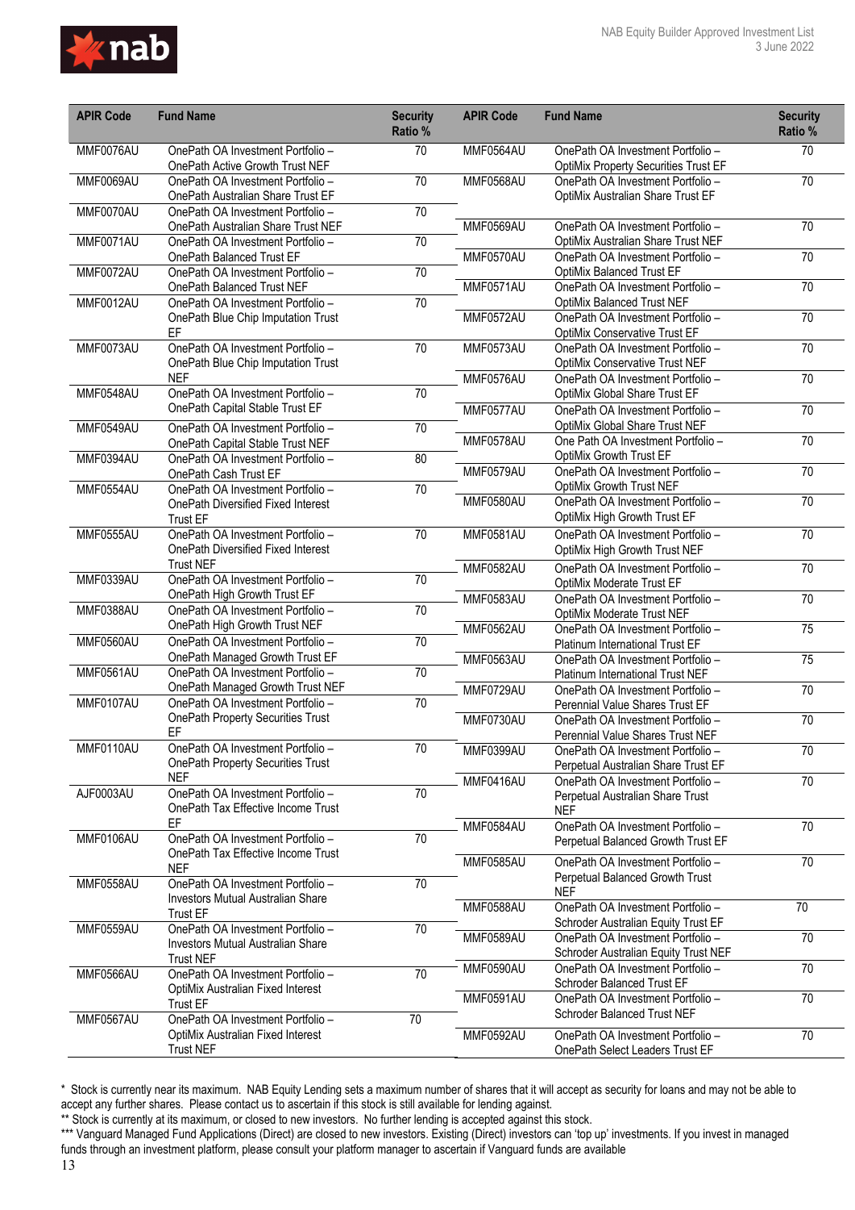| APIR Code | Fund Name | Security Ratio % | APIR Code | Fund Name | Security Ratio % |
|---|---|---|---|---|---|
| MMF0076AU | OnePath OA Investment Portfolio – OnePath Active Growth Trust NEF | 70 | MMF0564AU | OnePath OA Investment Portfolio – OptiMix Property Securities Trust EF | 70 |
| MMF0069AU | OnePath OA Investment Portfolio – OnePath Australian Share Trust EF | 70 | MMF0568AU | OnePath OA Investment Portfolio – OptiMix Australian Share Trust EF | 70 |
| MMF0070AU | OnePath OA Investment Portfolio – OnePath Australian Share Trust NEF | 70 | MMF0569AU | OnePath OA Investment Portfolio – OptiMix Australian Share Trust NEF | 70 |
| MMF0071AU | OnePath OA Investment Portfolio – OnePath Balanced Trust EF | 70 | MMF0570AU | OnePath OA Investment Portfolio – OptiMix Balanced Trust EF | 70 |
| MMF0072AU | OnePath OA Investment Portfolio – OnePath Balanced Trust NEF | 70 | MMF0571AU | OnePath OA Investment Portfolio – OptiMix Balanced Trust NEF | 70 |
| MMF0012AU | OnePath OA Investment Portfolio – OnePath Blue Chip Imputation Trust EF | 70 | MMF0572AU | OnePath OA Investment Portfolio – OptiMix Conservative Trust EF | 70 |
| MMF0073AU | OnePath OA Investment Portfolio – OnePath Blue Chip Imputation Trust NEF | 70 | MMF0573AU | OnePath OA Investment Portfolio – OptiMix Conservative Trust NEF | 70 |
| MMF0548AU | OnePath OA Investment Portfolio – OnePath Capital Stable Trust EF | 70 | MMF0576AU | OnePath OA Investment Portfolio – OptiMix Global Share Trust EF | 70 |
| MMF0549AU | OnePath OA Investment Portfolio – OnePath Capital Stable Trust NEF | 70 | MMF0577AU | OnePath OA Investment Portfolio – OptiMix Global Share Trust NEF | 70 |
| MMF0394AU | OnePath OA Investment Portfolio – OnePath Cash Trust EF | 80 | MMF0578AU | One Path OA Investment Portfolio – OptiMix Growth Trust EF | 70 |
| MMF0554AU | OnePath OA Investment Portfolio – OnePath Diversified Fixed Interest Trust EF | 70 | MMF0579AU | OnePath OA Investment Portfolio – OptiMix Growth Trust NEF | 70 |
| MMF0555AU | OnePath OA Investment Portfolio – OnePath Diversified Fixed Interest Trust NEF | 70 | MMF0580AU | OnePath OA Investment Portfolio – OptiMix High Growth Trust EF | 70 |
| MMF0339AU | OnePath OA Investment Portfolio – OnePath High Growth Trust EF | 70 | MMF0581AU | OnePath OA Investment Portfolio – OptiMix High Growth Trust NEF | 70 |
| MMF0388AU | OnePath OA Investment Portfolio – OnePath High Growth Trust NEF | 70 | MMF0582AU | OnePath OA Investment Portfolio – OptiMix Moderate Trust EF | 70 |
| MMF0560AU | OnePath OA Investment Portfolio – OnePath Managed Growth Trust EF | 70 | MMF0583AU | OnePath OA Investment Portfolio – OptiMix Moderate Trust NEF | 70 |
| MMF0561AU | OnePath OA Investment Portfolio – OnePath Managed Growth Trust NEF | 70 | MMF0562AU | OnePath OA Investment Portfolio – Platinum International Trust EF | 75 |
| MMF0107AU | OnePath OA Investment Portfolio – OnePath Property Securities Trust EF | 70 | MMF0563AU | OnePath OA Investment Portfolio – Platinum International Trust NEF | 75 |
| MMF0110AU | OnePath OA Investment Portfolio – OnePath Property Securities Trust NEF | 70 | MMF0729AU | OnePath OA Investment Portfolio – Perennial Value Shares Trust EF | 70 |
| AJF0003AU | OnePath OA Investment Portfolio – OnePath Tax Effective Income Trust EF | 70 | MMF0730AU | OnePath OA Investment Portfolio – Perennial Value Shares Trust NEF | 70 |
| MMF0106AU | OnePath OA Investment Portfolio – OnePath Tax Effective Income Trust NEF | 70 | MMF0399AU | OnePath OA Investment Portfolio – Perpetual Australian Share Trust EF | 70 |
| MMF0558AU | OnePath OA Investment Portfolio – Investors Mutual Australian Share Trust EF | 70 | MMF0416AU | OnePath OA Investment Portfolio – Perpetual Australian Share Trust NEF | 70 |
| MMF0559AU | OnePath OA Investment Portfolio – Investors Mutual Australian Share Trust NEF | 70 | MMF0584AU | OnePath OA Investment Portfolio – Perpetual Balanced Growth Trust EF | 70 |
| MMF0566AU | OnePath OA Investment Portfolio – OptiMix Australian Fixed Interest Trust EF | 70 | MMF0585AU | OnePath OA Investment Portfolio – Perpetual Balanced Growth Trust NEF | 70 |
| MMF0567AU | OnePath OA Investment Portfolio – OptiMix Australian Fixed Interest Trust NEF | 70 | MMF0588AU | OnePath OA Investment Portfolio – Schroder Australian Equity Trust EF | 70 |
| | | | MMF0589AU | OnePath OA Investment Portfolio – Schroder Australian Equity Trust NEF | 70 |
| | | | MMF0590AU | OnePath OA Investment Portfolio – Schroder Balanced Trust EF | 70 |
| | | | MMF0591AU | OnePath OA Investment Portfolio – Schroder Balanced Trust NEF | 70 |
| | | | MMF0592AU | OnePath OA Investment Portfolio – OnePath Select Leaders Trust EF | 70 |

* Stock is currently near its maximum. NAB Equity Lending sets a maximum number of shares that it will accept as security for loans and may not be able to accept any further shares. Please contact us to ascertain if this stock is still available for lending against.

** Stock is currently at its maximum, or closed to new investors. No further lending is accepted against this stock.

*** Vanguard Managed Fund Applications (Direct) are closed to new investors. Existing (Direct) investors can 'top up' investments. If you invest in managed funds through an investment platform, please consult your platform manager to ascertain if Vanguard funds are available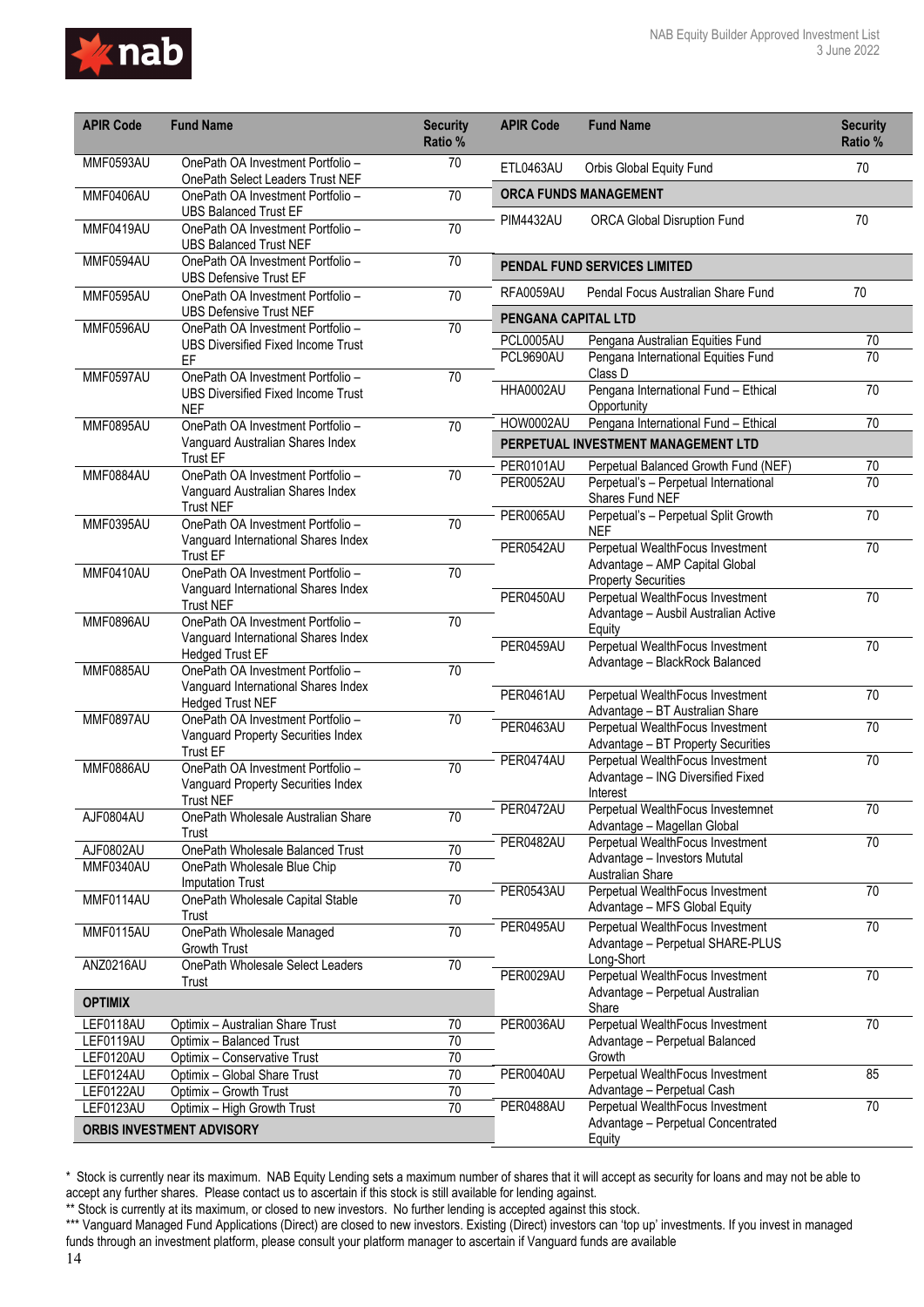| APIR Code | Fund Name | Security Ratio % |
|---|---|---|
| MMF0593AU | OnePath OA Investment Portfolio – OnePath Select Leaders Trust NEF | 70 |
| MMF0406AU | OnePath OA Investment Portfolio – UBS Balanced Trust EF | 70 |
| MMF0419AU | OnePath OA Investment Portfolio – UBS Balanced Trust NEF | 70 |
| MMF0594AU | OnePath OA Investment Portfolio – UBS Defensive Trust EF | 70 |
| MMF0595AU | OnePath OA Investment Portfolio – UBS Defensive Trust NEF | 70 |
| MMF0596AU | OnePath OA Investment Portfolio – UBS Diversified Fixed Income Trust EF | 70 |
| MMF0597AU | OnePath OA Investment Portfolio – UBS Diversified Fixed Income Trust NEF | 70 |
| MMF0895AU | OnePath OA Investment Portfolio – Vanguard Australian Shares Index Trust EF | 70 |
| MMF0884AU | OnePath OA Investment Portfolio – Vanguard Australian Shares Index Trust NEF | 70 |
| MMF0395AU | OnePath OA Investment Portfolio – Vanguard International Shares Index Trust EF | 70 |
| MMF0410AU | OnePath OA Investment Portfolio – Vanguard International Shares Index Trust NEF | 70 |
| MMF0896AU | OnePath OA Investment Portfolio – Vanguard International Shares Index Hedged Trust EF | 70 |
| MMF0885AU | OnePath OA Investment Portfolio – Vanguard International Shares Index Hedged Trust NEF | 70 |
| MMF0897AU | OnePath OA Investment Portfolio – Vanguard Property Securities Index Trust EF | 70 |
| MMF0886AU | OnePath OA Investment Portfolio – Vanguard Property Securities Index Trust NEF | 70 |
| AJF0804AU | OnePath Wholesale Australian Share Trust | 70 |
| AJF0802AU | OnePath Wholesale Balanced Trust | 70 |
| MMF0340AU | OnePath Wholesale Blue Chip Imputation Trust | 70 |
| MMF0114AU | OnePath Wholesale Capital Stable Trust | 70 |
| MMF0115AU | OnePath Wholesale Managed Growth Trust | 70 |
| ANZ0216AU | OnePath Wholesale Select Leaders Trust | 70 |
| **OPTIMIX** | | |
| LEF0118AU | Optimix – Australian Share Trust | 70 |
| LEF0119AU | Optimix – Balanced Trust | 70 |
| LEF0120AU | Optimix – Conservative Trust | 70 |
| LEF0124AU | Optimix – Global Share Trust | 70 |
| LEF0122AU | Optimix – Growth Trust | 70 |
| LEF0123AU | Optimix – High Growth Trust | 70 |
| **ORBIS INVESTMENT ADVISORY** | | |
| ETL0463AU | Orbis Global Equity Fund | 70 |
| **ORCA FUNDS MANAGEMENT** | | |
| PIM4432AU | ORCA Global Disruption Fund | 70 |
| **PENDAL FUND SERVICES LIMITED** | | |
| RFA0059AU | Pendal Focus Australian Share Fund | 70 |
| **PENGANA CAPITAL LTD** | | |
| PCL0005AU | Pengana Australian Equities Fund | 70 |
| PCL9690AU | Pengana International Equities Fund Class D | 70 |
| HHA0002AU | Pengana International Fund – Ethical Opportunity | 70 |
| HOW0002AU | Pengana International Fund – Ethical | 70 |
| **PERPETUAL INVESTMENT MANAGEMENT LTD** | | |
| PER0101AU | Perpetual Balanced Growth Fund (NEF) | 70 |
| PER0052AU | Perpetual's – Perpetual International Shares Fund NEF | 70 |
| PER0065AU | Perpetual's – Perpetual Split Growth NEF | 70 |
| PER0542AU | Perpetual WealthFocus Investment Advantage – AMP Capital Global Property Securities | 70 |
| PER0450AU | Perpetual WealthFocus Investment Advantage – Ausbil Australian Active Equity | 70 |
| PER0459AU | Perpetual WealthFocus Investment Advantage – BlackRock Balanced | 70 |
| PER0461AU | Perpetual WealthFocus Investment Advantage – BT Australian Share | 70 |
| PER0463AU | Perpetual WealthFocus Investment Advantage – BT Property Securities | 70 |
| PER0474AU | Perpetual WealthFocus Investment Advantage – ING Diversified Fixed Interest | 70 |
| PER0472AU | Perpetual WealthFocus Investemnet Advantage – Magellan Global | 70 |
| PER0482AU | Perpetual WealthFocus Investment Advantage – Investors Mutual Australian Share | 70 |
| PER0543AU | Perpetual WealthFocus Investment Advantage – MFS Global Equity | 70 |
| PER0495AU | Perpetual WealthFocus Investment Advantage – Perpetual SHARE-PLUS Long-Short | 70 |
| PER0029AU | Perpetual WealthFocus Investment Advantage – Perpetual Australian Share | 70 |
| PER0036AU | Perpetual WealthFocus Investment Advantage – Perpetual Balanced Growth | 70 |
| PER0040AU | Perpetual WealthFocus Investment Advantage – Perpetual Cash | 85 |
| PER0488AU | Perpetual WealthFocus Investment Advantage – Perpetual Concentrated Equity | 70 |

\* Stock is currently near its maximum. NAB Equity Lending sets a maximum number of shares that it will accept as security for loans and may not be able to accept any further shares. Please contact us to ascertain if this stock is still available for lending against.

\*\* Stock is currently at its maximum, or closed to new investors. No further lending is accepted against this stock.

\*\*\* Vanguard Managed Fund Applications (Direct) are closed to new investors. Existing (Direct) investors can 'top up' investments. If you invest in managed funds through an investment platform, please consult your platform manager to ascertain if Vanguard funds are available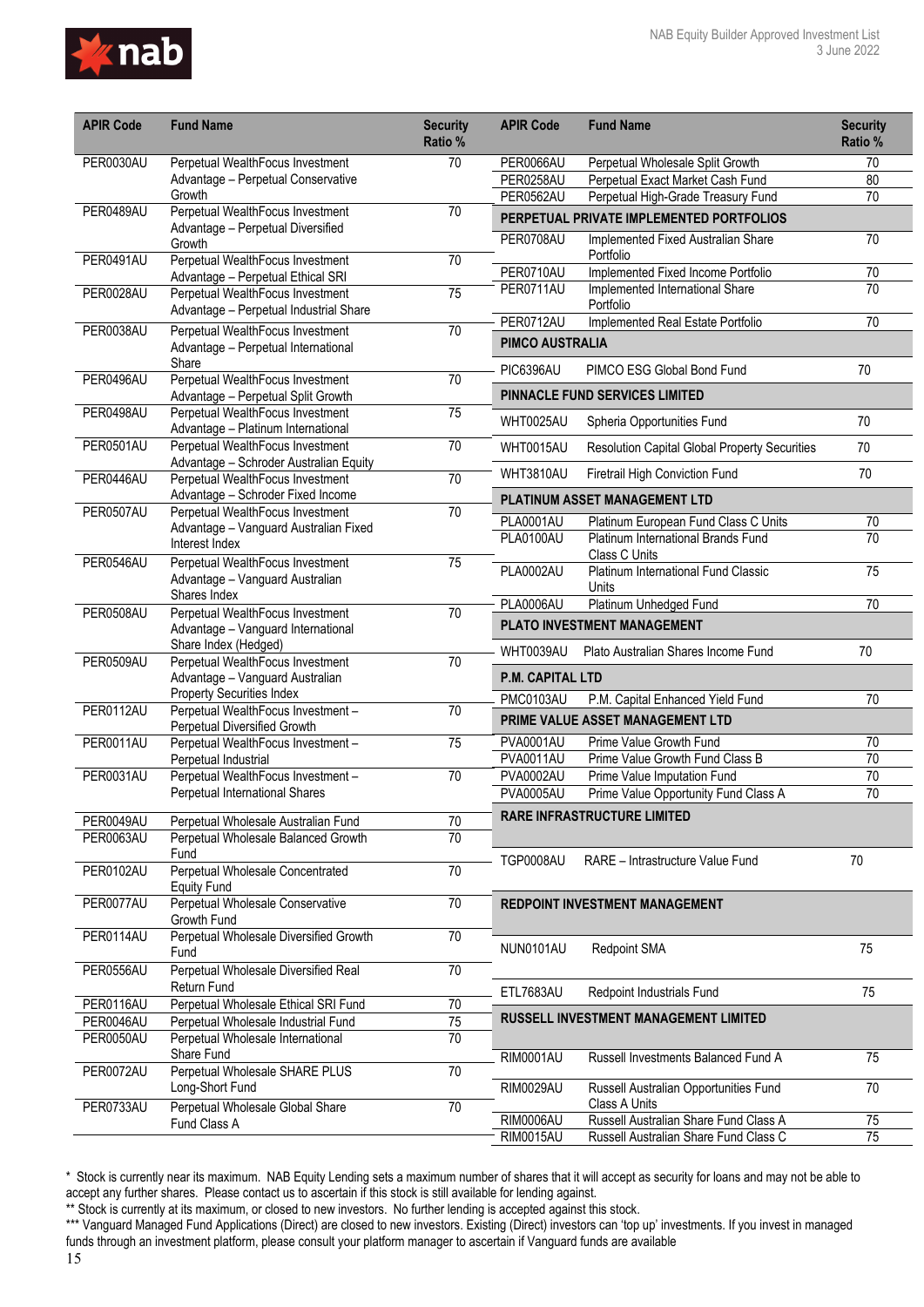| APIR Code | Fund Name | Security Ratio % |
|---|---|---|
| PER0030AU | Perpetual WealthFocus Investment Advantage – Perpetual Conservative Growth | 70 |
| PER0489AU | Perpetual WealthFocus Investment Advantage – Perpetual Diversified Growth | 70 |
| PER0491AU | Perpetual WealthFocus Investment Advantage – Perpetual Ethical SRI | 70 |
| PER0028AU | Perpetual WealthFocus Investment Advantage – Perpetual Industrial Share | 75 |
| PER0038AU | Perpetual WealthFocus Investment Advantage – Perpetual International Share | 70 |
| PER0496AU | Perpetual WealthFocus Investment Advantage – Perpetual Split Growth | 70 |
| PER0498AU | Perpetual WealthFocus Investment Advantage – Platinum International | 75 |
| PER0501AU | Perpetual WealthFocus Investment Advantage – Schroder Australian Equity | 70 |
| PER0446AU | Perpetual WealthFocus Investment Advantage – Schroder Fixed Income | 70 |
| PER0507AU | Perpetual WealthFocus Investment Advantage – Vanguard Australian Fixed Interest Index | 70 |
| PER0546AU | Perpetual WealthFocus Investment Advantage – Vanguard Australian Shares Index | 75 |
| PER0508AU | Perpetual WealthFocus Investment Advantage – Vanguard International Share Index (Hedged) | 70 |
| PER0509AU | Perpetual WealthFocus Investment Advantage – Vanguard Australian Property Securities Index | 70 |
| PER0112AU | Perpetual WealthFocus Investment – Perpetual Diversified Growth | 70 |
| PER0011AU | Perpetual WealthFocus Investment – Perpetual Industrial | 75 |
| PER0031AU | Perpetual WealthFocus Investment – Perpetual International Shares | 70 |
| PER0049AU | Perpetual Wholesale Australian Fund | 70 |
| PER0063AU | Perpetual Wholesale Balanced Growth Fund | 70 |
| PER0102AU | Perpetual Wholesale Concentrated Equity Fund | 70 |
| PER0077AU | Perpetual Wholesale Conservative Growth Fund | 70 |
| PER0114AU | Perpetual Wholesale Diversified Growth Fund | 70 |
| PER0556AU | Perpetual Wholesale Diversified Real Return Fund | 70 |
| PER0116AU | Perpetual Wholesale Ethical SRI Fund | 70 |
| PER0046AU | Perpetual Wholesale Industrial Fund | 75 |
| PER0050AU | Perpetual Wholesale International Share Fund | 70 |
| PER0072AU | Perpetual Wholesale SHARE PLUS Long-Short Fund | 70 |
| PER0733AU | Perpetual Wholesale Global Share Fund Class A | 70 |
| PER0066AU | Perpetual Wholesale Split Growth | 70 |
| PER0258AU | Perpetual Exact Market Cash Fund | 80 |
| PER0562AU | Perpetual High-Grade Treasury Fund | 70 |
| **PERPETUAL PRIVATE IMPLEMENTED PORTFOLIOS** | | |
| PER0708AU | Implemented Fixed Australian Share Portfolio | 70 |
| PER0710AU | Implemented Fixed Income Portfolio | 70 |
| PER0711AU | Implemented International Share Portfolio | 70 |
| PER0712AU | Implemented Real Estate Portfolio | 70 |
| **PIMCO AUSTRALIA** | | |
| PIC6396AU | PIMCO ESG Global Bond Fund | 70 |
| **PINNACLE FUND SERVICES LIMITED** | | |
| WHT0025AU | Spheria Opportunities Fund | 70 |
| WHT0015AU | Resolution Capital Global Property Securities | 70 |
| WHT3810AU | Firetrail High Conviction Fund | 70 |
| **PLATINUM ASSET MANAGEMENT LTD** | | |
| PLA0001AU | Platinum European Fund Class C Units | 70 |
| PLA0100AU | Platinum International Brands Fund Class C Units | 70 |
| PLA0002AU | Platinum International Fund Classic Units | 75 |
| PLA0006AU | Platinum Unhedged Fund | 70 |
| **PLATO INVESTMENT MANAGEMENT** | | |
| WHT0039AU | Plato Australian Shares Income Fund | 70 |
| **P.M. CAPITAL LTD** | | |
| PMC0103AU | P.M. Capital Enhanced Yield Fund | 70 |
| **PRIME VALUE ASSET MANAGEMENT LTD** | | |
| PVA0001AU | Prime Value Growth Fund | 70 |
| PVA0011AU | Prime Value Growth Fund Class B | 70 |
| PVA0002AU | Prime Value Imputation Fund | 70 |
| PVA0005AU | Prime Value Opportunity Fund Class A | 70 |
| **RARE INFRASTRUCTURE LIMITED** | | |
| TGP0008AU | RARE – Intrastructure Value Fund | 70 |
| **REDPOINT INVESTMENT MANAGEMENT** | | |
| NUN0101AU | Redpoint SMA | 75 |
| ETL7683AU | Redpoint Industrials Fund | 75 |
| **RUSSELL INVESTMENT MANAGEMENT LIMITED** | | |
| RIM0001AU | Russell Investments Balanced Fund A | 75 |
| RIM0029AU | Russell Australian Opportunities Fund Class A Units | 70 |
| RIM0006AU | Russell Australian Share Fund Class A | 75 |
| RIM0015AU | Russell Australian Share Fund Class C | 75 |

\* Stock is currently near its maximum. NAB Equity Lending sets a maximum number of shares that it will accept as security for loans and may not be able to accept any further shares. Please contact us to ascertain if this stock is still available for lending against.

** Stock is currently at its maximum, or closed to new investors. No further lending is accepted against this stock.

*** Vanguard Managed Fund Applications (Direct) are closed to new investors. Existing (Direct) investors can 'top up' investments. If you invest in managed funds through an investment platform, please consult your platform manager to ascertain if Vanguard funds are available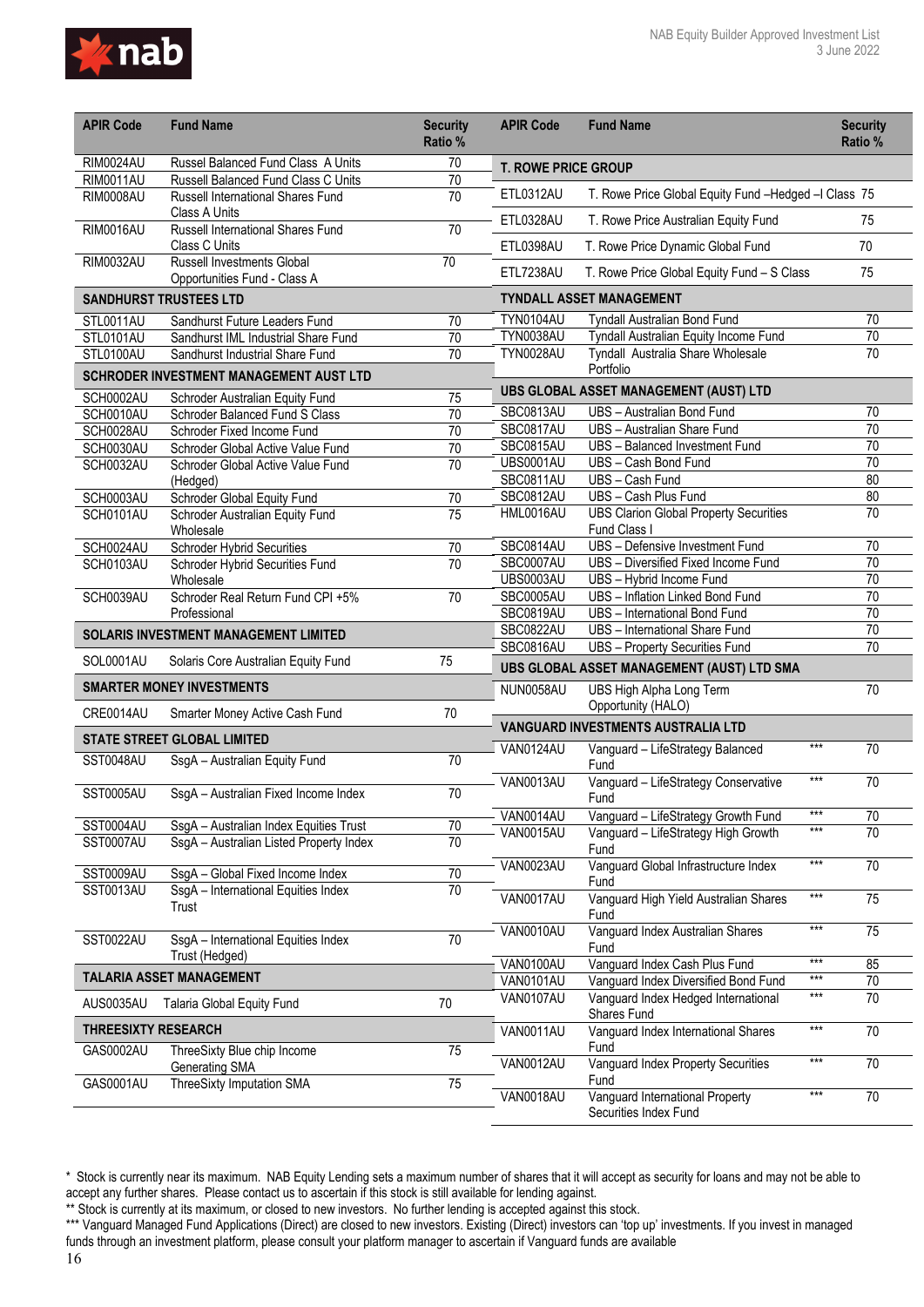| APIR Code | Fund Name | Security Ratio % |
|---|---|---|
| RIM0024AU | Russel Balanced Fund Class A Units | 70 |
| RIM0011AU | Russell Balanced Fund Class C Units | 70 |
| RIM0008AU | Russell International Shares Fund Class A Units | 70 |
| RIM0016AU | Russell International Shares Fund Class C Units | 70 |
| RIM0032AU | Russell Investments Global Opportunities Fund - Class A | 70 |
| **SANDHURST TRUSTEES LTD** | | |
| STL0011AU | Sandhurst Future Leaders Fund | 70 |
| STL0101AU | Sandhurst IML Industrial Share Fund | 70 |
| STL0100AU | Sandhurst Industrial Share Fund | 70 |
| **SCHRODER INVESTMENT MANAGEMENT AUST LTD** | | |
| SCH0002AU | Schroder Australian Equity Fund | 75 |
| SCH0010AU | Schroder Balanced Fund S Class | 70 |
| SCH0028AU | Schroder Fixed Income Fund | 70 |
| SCH0030AU | Schroder Global Active Value Fund | 70 |
| SCH0032AU | Schroder Global Active Value Fund (Hedged) | 70 |
| SCH0003AU | Schroder Global Equity Fund | 70 |
| SCH0101AU | Schroder Australian Equity Fund Wholesale | 75 |
| SCH0024AU | Schroder Hybrid Securities | 70 |
| SCH0103AU | Schroder Hybrid Securities Fund Wholesale | 70 |
| SCH0039AU | Schroder Real Return Fund CPI +5% Professional | 70 |
| **SOLARIS INVESTMENT MANAGEMENT LIMITED** | | |
| SOL0001AU | Solaris Core Australian Equity Fund | 75 |
| **SMARTER MONEY INVESTMENTS** | | |
| CRE0014AU | Smarter Money Active Cash Fund | 70 |
| **STATE STREET GLOBAL LIMITED** | | |
| SST0048AU | SsgA – Australian Equity Fund | 70 |
| SST0005AU | SsgA – Australian Fixed Income Index | 70 |
| SST0004AU | SsgA – Australian Index Equities Trust | 70 |
| SST0007AU | SsgA – Australian Listed Property Index | 70 |
| SST0009AU | SsgA – Global Fixed Income Index | 70 |
| SST0013AU | SsgA – International Equities Index Trust | 70 |
| SST0022AU | SsgA – International Equities Index Trust (Hedged) | 70 |
| **TALARIA ASSET MANAGEMENT** | | |
| AUS0035AU | Talaria Global Equity Fund | 70 |
| **THREESIXTY RESEARCH** | | |
| GAS0002AU | ThreeSixty Blue chip Income Generating SMA | 75 |
| GAS0001AU | ThreeSixty Imputation SMA | 75 |

| APIR Code | Fund Name | | Security Ratio % |
|---|---|---|---|
| **T. ROWE PRICE GROUP** | | | |
| ETL0312AU | T. Rowe Price Global Equity Fund –Hedged –I Class | | 75 |
| ETL0328AU | T. Rowe Price Australian Equity Fund | | 75 |
| ETL0398AU | T. Rowe Price Dynamic Global Fund | | 70 |
| ETL7238AU | T. Rowe Price Global Equity Fund – S Class | | 75 |
| **TYNDALL ASSET MANAGEMENT** | | | |
| TYN0104AU | Tyndall Australian Bond Fund | | 70 |
| TYN0038AU | Tyndall Australian Equity Income Fund | | 70 |
| TYN0028AU | Tyndall Australia Share Wholesale Portfolio | | 70 |
| **UBS GLOBAL ASSET MANAGEMENT (AUST) LTD** | | | |
| SBC0813AU | UBS – Australian Bond Fund | | 70 |
| SBC0817AU | UBS – Australian Share Fund | | 70 |
| SBC0815AU | UBS – Balanced Investment Fund | | 70 |
| UBS0001AU | UBS – Cash Bond Fund | | 70 |
| SBC0811AU | UBS – Cash Fund | | 80 |
| SBC0812AU | UBS – Cash Plus Fund | | 80 |
| HML0016AU | UBS Clarion Global Property Securities Fund Class I | | 70 |
| SBC0814AU | UBS – Defensive Investment Fund | | 70 |
| SBC0007AU | UBS – Diversified Fixed Income Fund | | 70 |
| UBS0003AU | UBS – Hybrid Income Fund | | 70 |
| SBC0005AU | UBS – Inflation Linked Bond Fund | | 70 |
| SBC0819AU | UBS – International Bond Fund | | 70 |
| SBC0822AU | UBS – International Share Fund | | 70 |
| SBC0816AU | UBS – Property Securities Fund | | 70 |
| **UBS GLOBAL ASSET MANAGEMENT (AUST) LTD SMA** | | | |
| NUN0058AU | UBS High Alpha Long Term Opportunity (HALO) | | 70 |
| **VANGUARD INVESTMENTS AUSTRALIA LTD** | | | |
| VAN0124AU | Vanguard – LifeStrategy Balanced Fund | *** | 70 |
| VAN0013AU | Vanguard – LifeStrategy Conservative Fund | *** | 70 |
| VAN0014AU | Vanguard – LifeStrategy Growth Fund | *** | 70 |
| VAN0015AU | Vanguard – LifeStrategy High Growth Fund | *** | 70 |
| VAN0023AU | Vanguard Global Infrastructure Index Fund | *** | 70 |
| VAN0017AU | Vanguard High Yield Australian Shares Fund | *** | 75 |
| VAN0010AU | Vanguard Index Australian Shares Fund | *** | 75 |
| VAN0100AU | Vanguard Index Cash Plus Fund | *** | 85 |
| VAN0101AU | Vanguard Index Diversified Bond Fund | *** | 70 |
| VAN0107AU | Vanguard Index Hedged International Shares Fund | *** | 70 |
| VAN0011AU | Vanguard Index International Shares Fund | *** | 70 |
| VAN0012AU | Vanguard Index Property Securities Fund | *** | 70 |
| VAN0018AU | Vanguard International Property Securities Index Fund | *** | 70 |

\* Stock is currently near its maximum. NAB Equity Lending sets a maximum number of shares that it will accept as security for loans and may not be able to accept any further shares. Please contact us to ascertain if this stock is still available for lending against.

** Stock is currently at its maximum, or closed to new investors. No further lending is accepted against this stock.

*** Vanguard Managed Fund Applications (Direct) are closed to new investors. Existing (Direct) investors can 'top up' investments. If you invest in managed funds through an investment platform, please consult your platform manager to ascertain if Vanguard funds are available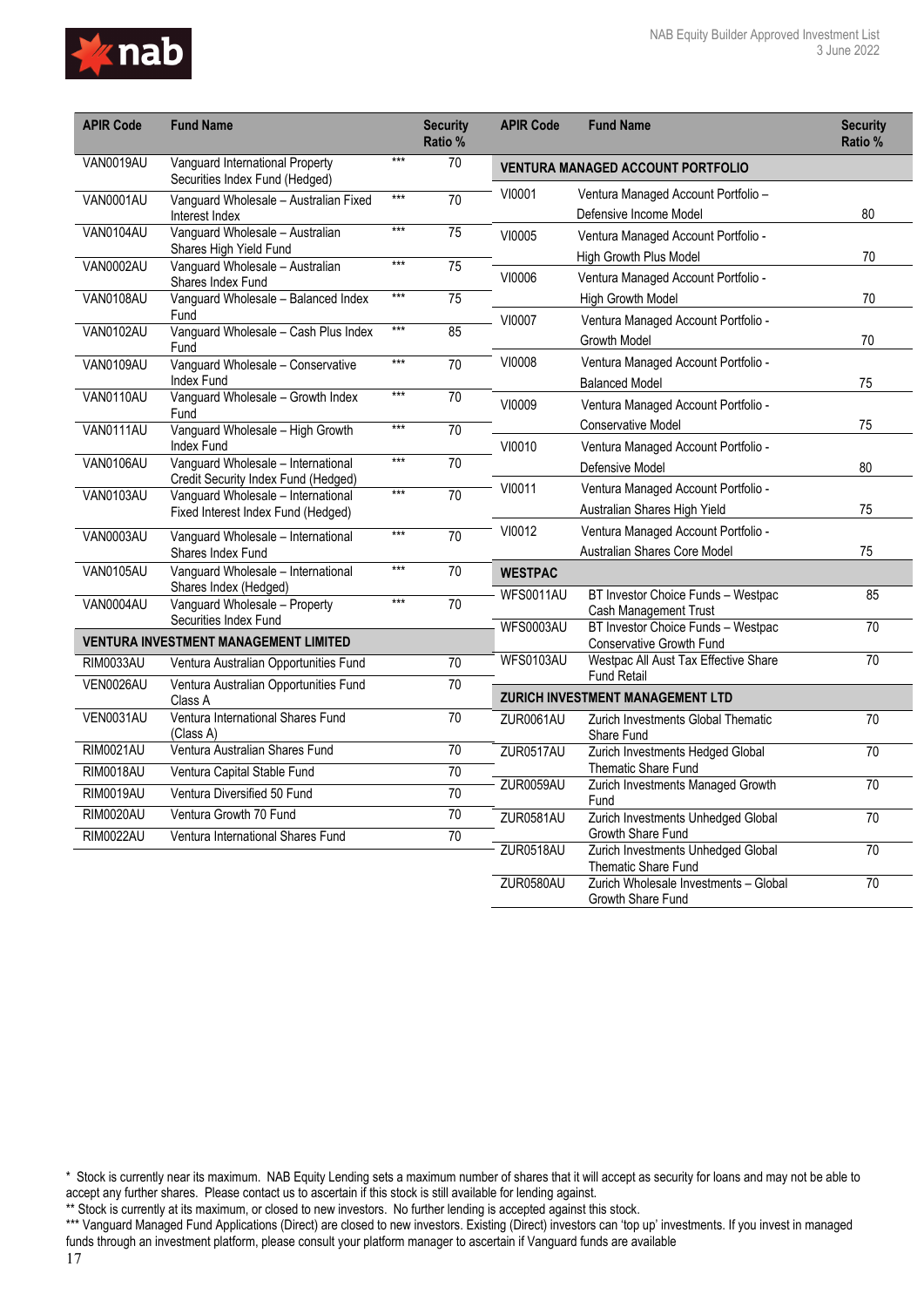| APIR Code | Fund Name | | Security Ratio % |
|---|---|---|---|
| VAN0019AU | Vanguard International Property Securities Index Fund (Hedged) | *** | 70 |
| VAN0001AU | Vanguard Wholesale – Australian Fixed Interest Index | *** | 70 |
| VAN0104AU | Vanguard Wholesale – Australian Shares High Yield Fund | *** | 75 |
| VAN0002AU | Vanguard Wholesale – Australian Shares Index Fund | *** | 75 |
| VAN0108AU | Vanguard Wholesale – Balanced Index Fund | *** | 75 |
| VAN0102AU | Vanguard Wholesale – Cash Plus Index Fund | *** | 85 |
| VAN0109AU | Vanguard Wholesale – Conservative Index Fund | *** | 70 |
| VAN0110AU | Vanguard Wholesale – Growth Index Fund | *** | 70 |
| VAN0111AU | Vanguard Wholesale – High Growth Index Fund | *** | 70 |
| VAN0106AU | Vanguard Wholesale – International Credit Security Index Fund (Hedged) | *** | 70 |
| VAN0103AU | Vanguard Wholesale – International Fixed Interest Index Fund (Hedged) | *** | 70 |
| VAN0003AU | Vanguard Wholesale – International Shares Index Fund | *** | 70 |
| VAN0105AU | Vanguard Wholesale – International Shares Index (Hedged) | *** | 70 |
| VAN0004AU | Vanguard Wholesale – Property Securities Index Fund | *** | 70 |
| **VENTURA INVESTMENT MANAGEMENT LIMITED** | | | |
| RIM0033AU | Ventura Australian Opportunities Fund | | 70 |
| VEN0026AU | Ventura Australian Opportunities Fund Class A | | 70 |
| VEN0031AU | Ventura International Shares Fund (Class A) | | 70 |
| RIM0021AU | Ventura Australian Shares Fund | | 70 |
| RIM0018AU | Ventura Capital Stable Fund | | 70 |
| RIM0019AU | Ventura Diversified 50 Fund | | 70 |
| RIM0020AU | Ventura Growth 70 Fund | | 70 |
| RIM0022AU | Ventura International Shares Fund | | 70 |
| **VENTURA MANAGED ACCOUNT PORTFOLIO** | | | |
| VI0001 | Ventura Managed Account Portfolio – Defensive Income Model | | 80 |
| VI0005 | Ventura Managed Account Portfolio - High Growth Plus Model | | 70 |
| VI0006 | Ventura Managed Account Portfolio - High Growth Model | | 70 |
| VI0007 | Ventura Managed Account Portfolio - Growth Model | | 70 |
| VI0008 | Ventura Managed Account Portfolio - Balanced Model | | 75 |
| VI0009 | Ventura Managed Account Portfolio - Conservative Model | | 75 |
| VI0010 | Ventura Managed Account Portfolio - Defensive Model | | 80 |
| VI0011 | Ventura Managed Account Portfolio - Australian Shares High Yield | | 75 |
| VI0012 | Ventura Managed Account Portfolio - Australian Shares Core Model | | 75 |
| **WESTPAC** | | | |
| WFS0011AU | BT Investor Choice Funds – Westpac Cash Management Trust | | 85 |
| WFS0003AU | BT Investor Choice Funds – Westpac Conservative Growth Fund | | 70 |
| WFS0103AU | Westpac All Aust Tax Effective Share Fund Retail | | 70 |
| **ZURICH INVESTMENT MANAGEMENT LTD** | | | |
| ZUR0061AU | Zurich Investments Global Thematic Share Fund | | 70 |
| ZUR0517AU | Zurich Investments Hedged Global Thematic Share Fund | | 70 |
| ZUR0059AU | Zurich Investments Managed Growth Fund | | 70 |
| ZUR0581AU | Zurich Investments Unhedged Global Growth Share Fund | | 70 |
| ZUR0518AU | Zurich Investments Unhedged Global Thematic Share Fund | | 70 |
| ZUR0580AU | Zurich Wholesale Investments – Global Growth Share Fund | | 70 |

\* Stock is currently near its maximum. NAB Equity Lending sets a maximum number of shares that it will accept as security for loans and may not be able to accept any further shares. Please contact us to ascertain if this stock is still available for lending against.

** Stock is currently at its maximum, or closed to new investors. No further lending is accepted against this stock.

*** Vanguard Managed Fund Applications (Direct) are closed to new investors. Existing (Direct) investors can 'top up' investments. If you invest in managed funds through an investment platform, please consult your platform manager to ascertain if Vanguard funds are available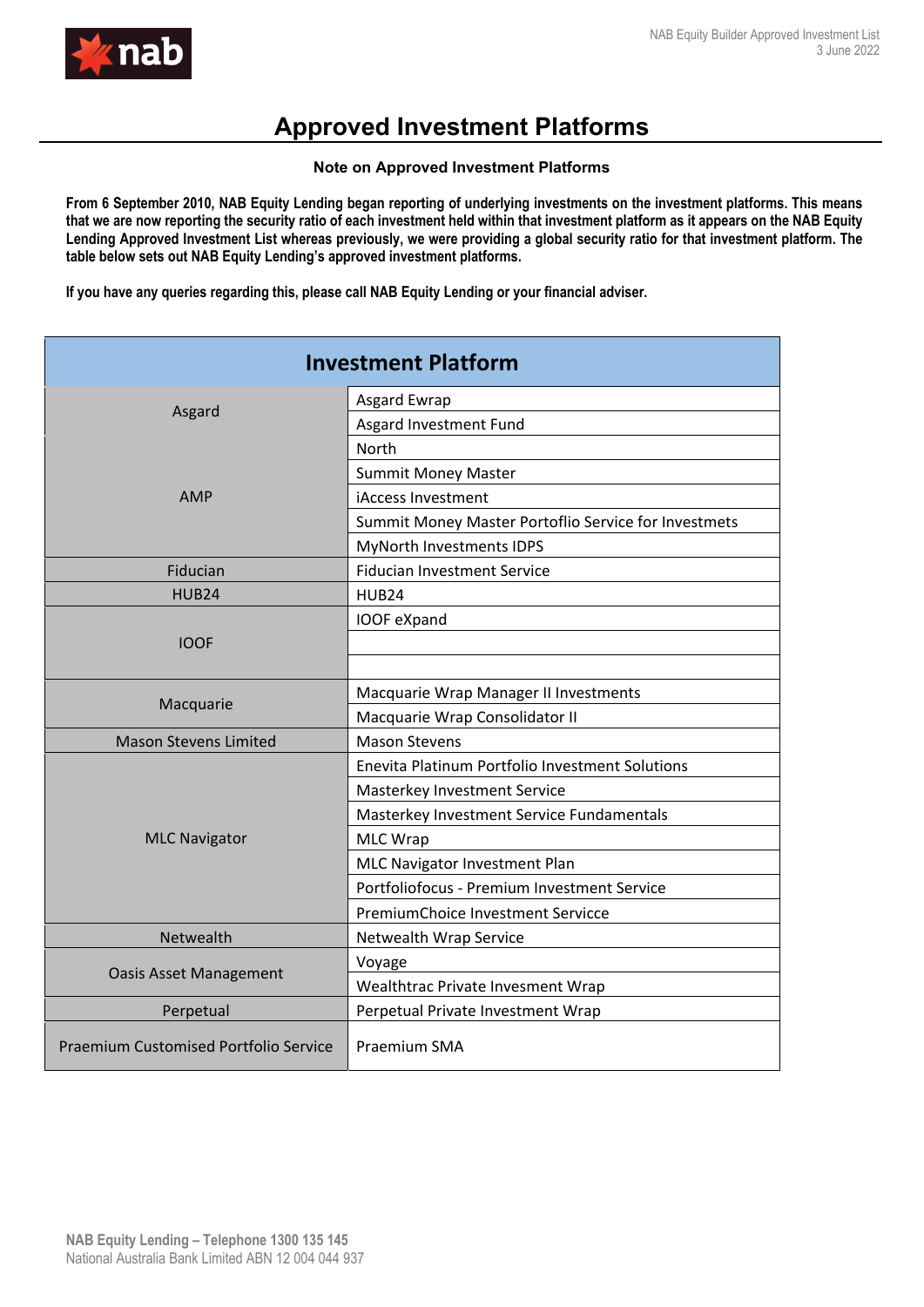# Approved Investment Platforms

**Note on Approved Investment Platforms**

**From 6 September 2010, NAB Equity Lending began reporting of underlying investments on the investment platforms. This means that we are now reporting the security ratio of each investment held within that investment platform as it appears on the NAB Equity Lending Approved Investment List whereas previously, we were providing a global security ratio for that investment platform. The table below sets out NAB Equity Lending's approved investment platforms.**

**If you have any queries regarding this, please call NAB Equity Lending or your financial adviser.**

| Investment Platform | |
|---|---|
| Asgard | Asgard Ewrap |
| | Asgard Investment Fund |
| AMP | North |
| | Summit Money Master |
| | iAccess Investment |
| | Summit Money Master Portoflio Service for Investmets |
| | MyNorth Investments IDPS |
| Fiducian | Fiducian Investment Service |
| HUB24 | HUB24 |
| IOOF | IOOF eXpand |
| | |
| | |
| Macquarie | Macquarie Wrap Manager II Investments |
| | Macquarie Wrap Consolidator II |
| Mason Stevens Limited | Mason Stevens |
| MLC Navigator | Enevita Platinum Portfolio Investment Solutions |
| | Masterkey Investment Service |
| | Masterkey Investment Service Fundamentals |
| | MLC Wrap |
| | MLC Navigator Investment Plan |
| | Portfoliofocus - Premium Investment Service |
| | PremiumChoice Investment Servicce |
| Netwealth | Netwealth Wrap Service |
| Oasis Asset Management | Voyage |
| | Wealthtrac Private Invesment Wrap |
| Perpetual | Perpetual Private Investment Wrap |
| Praemium Customised Portfolio Service | Praemium SMA |

**NAB Equity Lending – Telephone 1300 135 145**
National Australia Bank Limited ABN 12 004 044 937